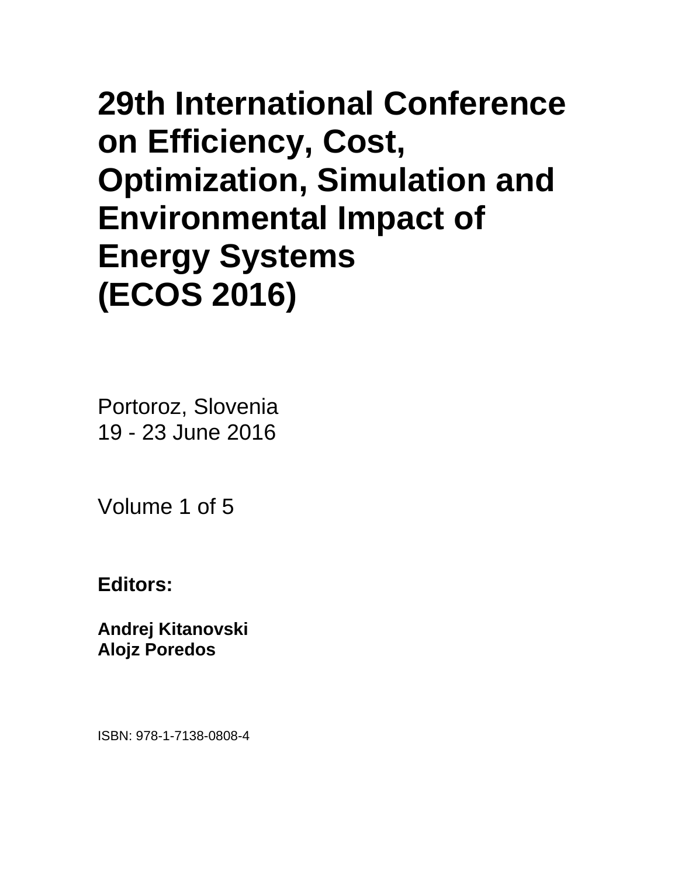# 29th International Conference on Efficiency, Cost, Optimization, Simulation and Environmental Impact of Energy Systems (ECOS 2016)

Portoroz, Slovenia
19 - 23 June 2016

Volume 1 of 5

**Editors:**

**Andrej Kitanovski**
**Alojz Poredos**

ISBN: 978-1-7138-0808-4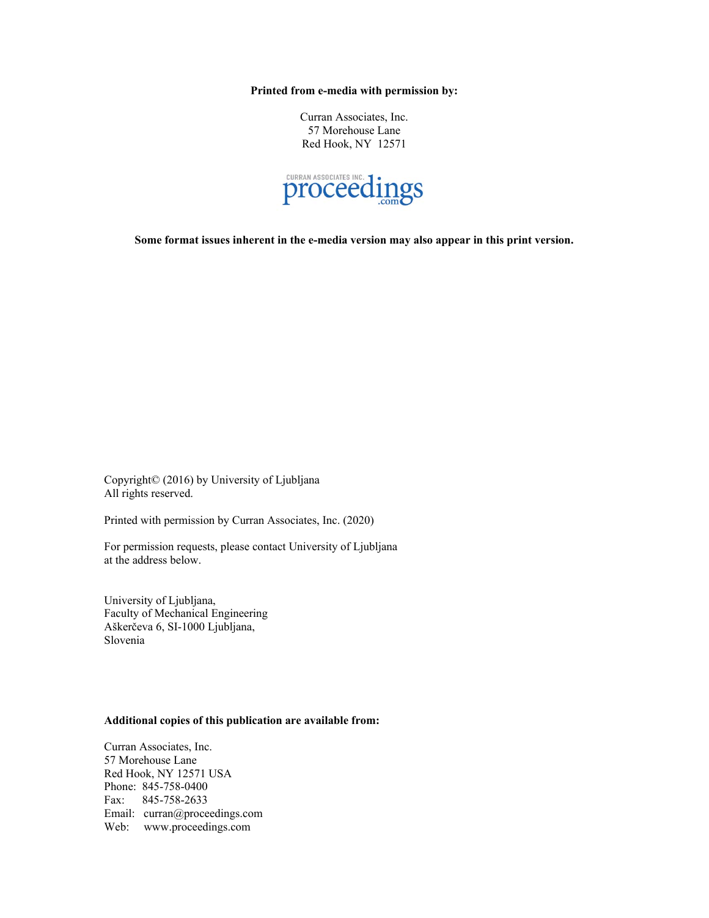**Printed from e-media with permission by:**

Curran Associates, Inc.
57 Morehouse Lane
Red Hook, NY 12571

**Some format issues inherent in the e-media version may also appear in this print version.**

Copyright© (2016) by University of Ljubljana
All rights reserved.

Printed with permission by Curran Associates, Inc. (2020)

For permission requests, please contact University of Ljubljana
at the address below.

University of Ljubljana,
Faculty of Mechanical Engineering
Aškerčeva 6, SI-1000 Ljubljana,
Slovenia

**Additional copies of this publication are available from:**

Curran Associates, Inc.
57 Morehouse Lane
Red Hook, NY 12571 USA
Phone: 845-758-0400
Fax: 845-758-2633
Email: curran@proceedings.com
Web: www.proceedings.com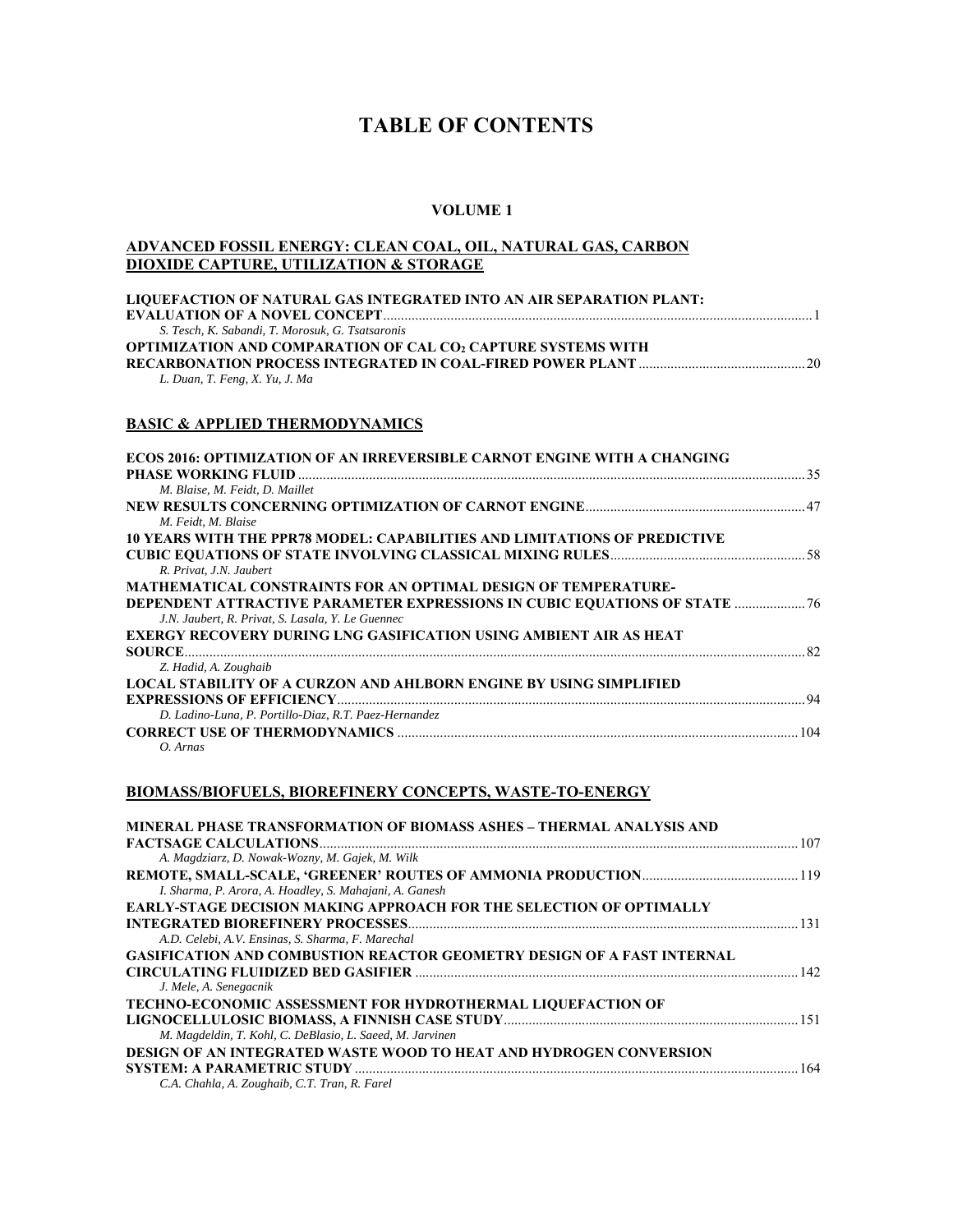# TABLE OF CONTENTS

## VOLUME 1

### ADVANCED FOSSIL ENERGY: CLEAN COAL, OIL, NATURAL GAS, CARBON DIOXIDE CAPTURE, UTILIZATION & STORAGE

**LIQUEFACTION OF NATURAL GAS INTEGRATED INTO AN AIR SEPARATION PLANT: EVALUATION OF A NOVEL CONCEPT** ........ 1
*S. Tesch, K. Sabandi, T. Morosuk, G. Tsatsaronis*

**OPTIMIZATION AND COMPARATION OF CAL $CO_2$ CAPTURE SYSTEMS WITH RECARBONATION PROCESS INTEGRATED IN COAL-FIRED POWER PLANT** ........ 20
*L. Duan, T. Feng, X. Yu, J. Ma*

### BASIC & APPLIED THERMODYNAMICS

**ECOS 2016: OPTIMIZATION OF AN IRREVERSIBLE CARNOT ENGINE WITH A CHANGING PHASE WORKING FLUID** ........ 35
*M. Blaise, M. Feidt, D. Maillet*

**NEW RESULTS CONCERNING OPTIMIZATION OF CARNOT ENGINE** ........ 47
*M. Feidt, M. Blaise*

**10 YEARS WITH THE PPR78 MODEL: CAPABILITIES AND LIMITATIONS OF PREDICTIVE CUBIC EQUATIONS OF STATE INVOLVING CLASSICAL MIXING RULES** ........ 58
*R. Privat, J.N. Jaubert*

**MATHEMATICAL CONSTRAINTS FOR AN OPTIMAL DESIGN OF TEMPERATURE-DEPENDENT ATTRACTIVE PARAMETER EXPRESSIONS IN CUBIC EQUATIONS OF STATE** ........ 76
*J.N. Jaubert, R. Privat, S. Lasala, Y. Le Guennec*

**EXERGY RECOVERY DURING LNG GASIFICATION USING AMBIENT AIR AS HEAT SOURCE** ........ 82
*Z. Hadid, A. Zoughaib*

**LOCAL STABILITY OF A CURZON AND AHLBORN ENGINE BY USING SIMPLIFIED EXPRESSIONS OF EFFICIENCY** ........ 94
*D. Ladino-Luna, P. Portillo-Diaz, R.T. Paez-Hernandez*

**CORRECT USE OF THERMODYNAMICS** ........ 104
*O. Arnas*

### BIOMASS/BIOFUELS, BIOREFINERY CONCEPTS, WASTE-TO-ENERGY

**MINERAL PHASE TRANSFORMATION OF BIOMASS ASHES – THERMAL ANALYSIS AND FACTSAGE CALCULATIONS** ........ 107
*A. Magdziarz, D. Nowak-Wozny, M. Gajek, M. Wilk*

**REMOTE, SMALL-SCALE, 'GREENER' ROUTES OF AMMONIA PRODUCTION** ........ 119
*I. Sharma, P. Arora, A. Hoadley, S. Mahajani, A. Ganesh*

**EARLY-STAGE DECISION MAKING APPROACH FOR THE SELECTION OF OPTIMALLY INTEGRATED BIOREFINERY PROCESSES** ........ 131
*A.D. Celebi, A.V. Ensinas, S. Sharma, F. Marechal*

**GASIFICATION AND COMBUSTION REACTOR GEOMETRY DESIGN OF A FAST INTERNAL CIRCULATING FLUIDIZED BED GASIFIER** ........ 142
*J. Mele, A. Senegacnik*

**TECHNO-ECONOMIC ASSESSMENT FOR HYDROTHERMAL LIQUEFACTION OF LIGNOCELLULOSIC BIOMASS, A FINNISH CASE STUDY** ........ 151
*M. Magdeldin, T. Kohl, C. DeBlasio, L. Saeed, M. Jarvinen*

**DESIGN OF AN INTEGRATED WASTE WOOD TO HEAT AND HYDROGEN CONVERSION SYSTEM: A PARAMETRIC STUDY** ........ 164
*C.A. Chahla, A. Zoughaib, C.T. Tran, R. Farel*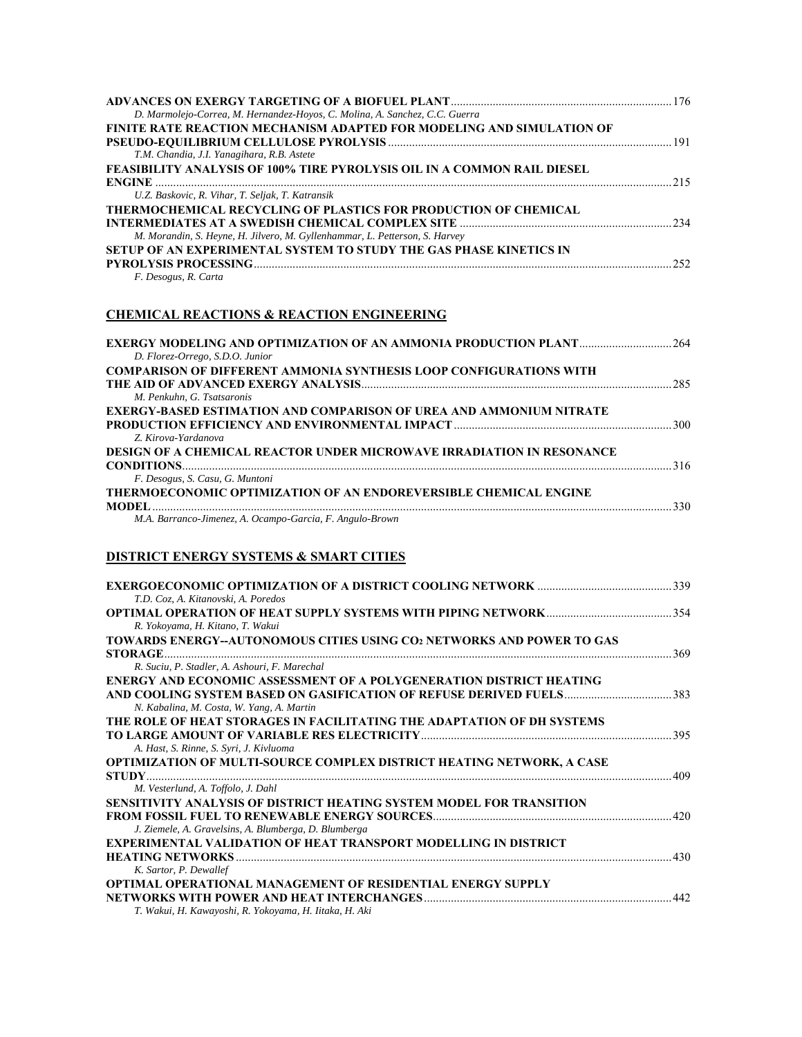**ADVANCES ON EXERGY TARGETING OF A BIOFUEL PLANT** ........ 176
*D. Marmolejo-Correa, M. Hernandez-Hoyos, C. Molina, A. Sanchez, C.C. Guerra*

**FINITE RATE REACTION MECHANISM ADAPTED FOR MODELING AND SIMULATION OF PSEUDO-EQUILIBRIUM CELLULOSE PYROLYSIS** ........ 191
*T.M. Chandia, J.I. Yanagihara, R.B. Astete*

**FEASIBILITY ANALYSIS OF 100% TIRE PYROLYSIS OIL IN A COMMON RAIL DIESEL ENGINE** ........ 215
*U.Z. Baskovic, R. Vihar, T. Seljak, T. Katransik*

**THERMOCHEMICAL RECYCLING OF PLASTICS FOR PRODUCTION OF CHEMICAL INTERMEDIATES AT A SWEDISH CHEMICAL COMPLEX SITE** ........ 234
*M. Morandin, S. Heyne, H. Jilvero, M. Gyllenhammar, L. Petterson, S. Harvey*

**SETUP OF AN EXPERIMENTAL SYSTEM TO STUDY THE GAS PHASE KINETICS IN PYROLYSIS PROCESSING** ........ 252
*F. Desogus, R. Carta*

## CHEMICAL REACTIONS & REACTION ENGINEERING

**EXERGY MODELING AND OPTIMIZATION OF AN AMMONIA PRODUCTION PLANT** ........ 264
*D. Florez-Orrego, S.D.O. Junior*

**COMPARISON OF DIFFERENT AMMONIA SYNTHESIS LOOP CONFIGURATIONS WITH THE AID OF ADVANCED EXERGY ANALYSIS** ........ 285
*M. Penkuhn, G. Tsatsaronis*

**EXERGY-BASED ESTIMATION AND COMPARISON OF UREA AND AMMONIUM NITRATE PRODUCTION EFFICIENCY AND ENVIRONMENTAL IMPACT** ........ 300
*Z. Kirova-Yardanova*

**DESIGN OF A CHEMICAL REACTOR UNDER MICROWAVE IRRADIATION IN RESONANCE CONDITIONS** ........ 316
*F. Desogus, S. Casu, G. Muntoni*

**THERMOECONOMIC OPTIMIZATION OF AN ENDOREVERSIBLE CHEMICAL ENGINE MODEL** ........ 330
*M.A. Barranco-Jimenez, A. Ocampo-Garcia, F. Angulo-Brown*

## DISTRICT ENERGY SYSTEMS & SMART CITIES

**EXERGOECONOMIC OPTIMIZATION OF A DISTRICT COOLING NETWORK** ........ 339
*T.D. Coz, A. Kitanovski, A. Poredos*

**OPTIMAL OPERATION OF HEAT SUPPLY SYSTEMS WITH PIPING NETWORK** ........ 354
*R. Yokoyama, H. Kitano, T. Wakui*

**TOWARDS ENERGY--AUTONOMOUS CITIES USING $CO_2$ NETWORKS AND POWER TO GAS STORAGE** ........ 369
*R. Suciu, P. Stadler, A. Ashouri, F. Marechal*

**ENERGY AND ECONOMIC ASSESSMENT OF A POLYGENERATION DISTRICT HEATING AND COOLING SYSTEM BASED ON GASIFICATION OF REFUSE DERIVED FUELS** ........ 383
*N. Kabalina, M. Costa, W. Yang, A. Martin*

**THE ROLE OF HEAT STORAGES IN FACILITATING THE ADAPTATION OF DH SYSTEMS TO LARGE AMOUNT OF VARIABLE RES ELECTRICITY** ........ 395
*A. Hast, S. Rinne, S. Syri, J. Kivluoma*

**OPTIMIZATION OF MULTI-SOURCE COMPLEX DISTRICT HEATING NETWORK, A CASE STUDY** ........ 409
*M. Vesterlund, A. Toffolo, J. Dahl*

**SENSITIVITY ANALYSIS OF DISTRICT HEATING SYSTEM MODEL FOR TRANSITION FROM FOSSIL FUEL TO RENEWABLE ENERGY SOURCES** ........ 420
*J. Ziemele, A. Gravelsins, A. Blumberga, D. Blumberga*

**EXPERIMENTAL VALIDATION OF HEAT TRANSPORT MODELLING IN DISTRICT HEATING NETWORKS** ........ 430
*K. Sartor, P. Dewallef*

**OPTIMAL OPERATIONAL MANAGEMENT OF RESIDENTIAL ENERGY SUPPLY NETWORKS WITH POWER AND HEAT INTERCHANGES** ........ 442
*T. Wakui, H. Kawayoshi, R. Yokoyama, H. Iitaka, H. Aki*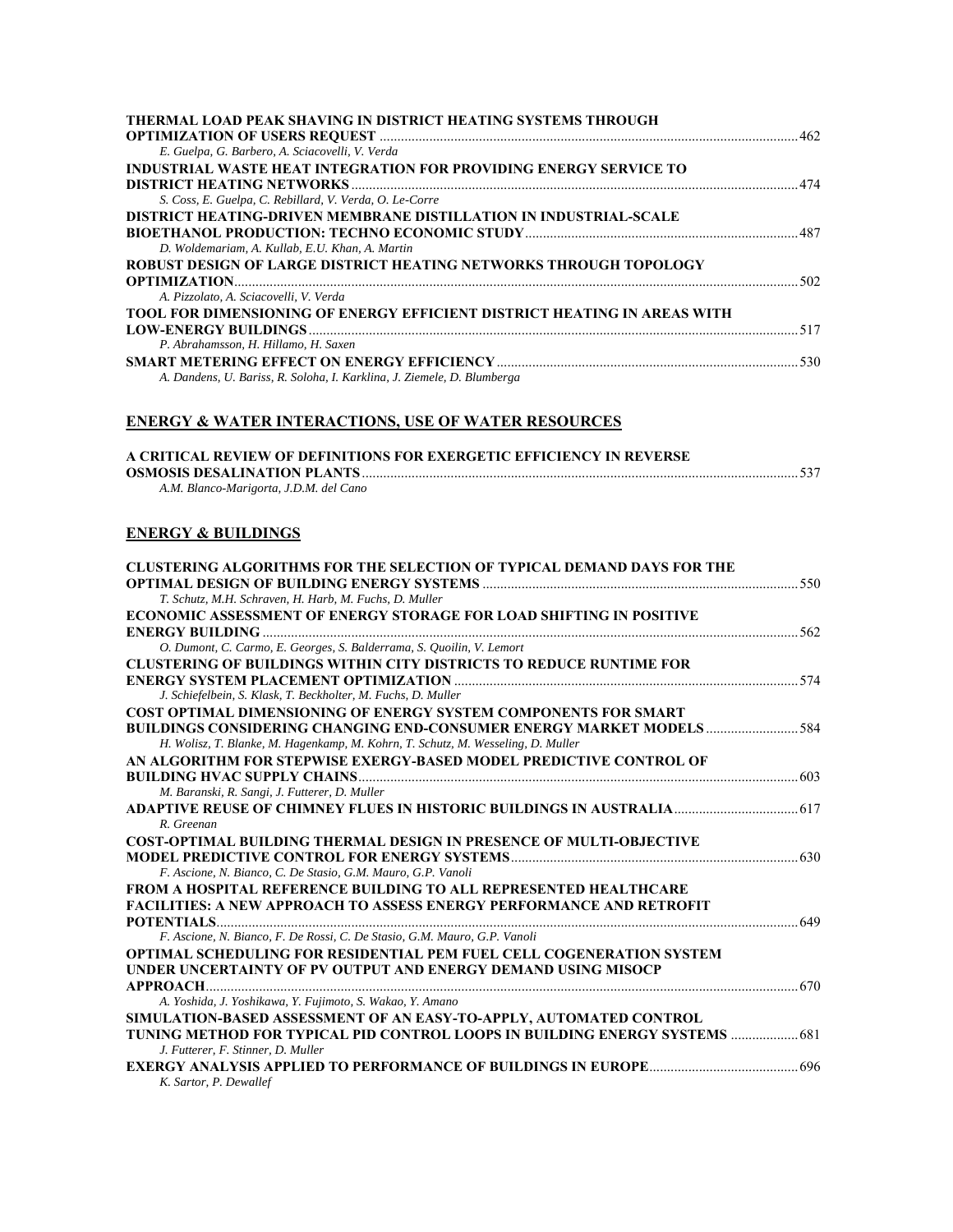**THERMAL LOAD PEAK SHAVING IN DISTRICT HEATING SYSTEMS THROUGH OPTIMIZATION OF USERS REQUEST** ..... 462
*E. Guelpa, G. Barbero, A. Sciacovelli, V. Verda*

**INDUSTRIAL WASTE HEAT INTEGRATION FOR PROVIDING ENERGY SERVICE TO DISTRICT HEATING NETWORKS** ..... 474
*S. Coss, E. Guelpa, C. Rebillard, V. Verda, O. Le-Corre*

**DISTRICT HEATING-DRIVEN MEMBRANE DISTILLATION IN INDUSTRIAL-SCALE BIOETHANOL PRODUCTION: TECHNO ECONOMIC STUDY** ..... 487
*D. Woldemariam, A. Kullab, E.U. Khan, A. Martin*

**ROBUST DESIGN OF LARGE DISTRICT HEATING NETWORKS THROUGH TOPOLOGY OPTIMIZATION** ..... 502
*A. Pizzolato, A. Sciacovelli, V. Verda*

**TOOL FOR DIMENSIONING OF ENERGY EFFICIENT DISTRICT HEATING IN AREAS WITH LOW-ENERGY BUILDINGS** ..... 517
*P. Abrahamsson, H. Hillamo, H. Saxen*

**SMART METERING EFFECT ON ENERGY EFFICIENCY** ..... 530
*A. Dandens, U. Bariss, R. Soloha, I. Karklina, J. Ziemele, D. Blumberga*

## ENERGY & WATER INTERACTIONS, USE OF WATER RESOURCES

**A CRITICAL REVIEW OF DEFINITIONS FOR EXERGETIC EFFICIENCY IN REVERSE OSMOSIS DESALINATION PLANTS** ..... 537
*A.M. Blanco-Marigorta, J.D.M. del Cano*

## ENERGY & BUILDINGS

**CLUSTERING ALGORITHMS FOR THE SELECTION OF TYPICAL DEMAND DAYS FOR THE OPTIMAL DESIGN OF BUILDING ENERGY SYSTEMS** ..... 550
*T. Schutz, M.H. Schraven, H. Harb, M. Fuchs, D. Muller*

**ECONOMIC ASSESSMENT OF ENERGY STORAGE FOR LOAD SHIFTING IN POSITIVE ENERGY BUILDING** ..... 562
*O. Dumont, C. Carmo, E. Georges, S. Balderrama, S. Quoilin, V. Lemort*

**CLUSTERING OF BUILDINGS WITHIN CITY DISTRICTS TO REDUCE RUNTIME FOR ENERGY SYSTEM PLACEMENT OPTIMIZATION** ..... 574
*J. Schiefelbein, S. Klask, T. Beckholter, M. Fuchs, D. Muller*

**COST OPTIMAL DIMENSIONING OF ENERGY SYSTEM COMPONENTS FOR SMART BUILDINGS CONSIDERING CHANGING END-CONSUMER ENERGY MARKET MODELS** ..... 584
*H. Wolisz, T. Blanke, M. Hagenkamp, M. Kohrn, T. Schutz, M. Wesseling, D. Muller*

**AN ALGORITHM FOR STEPWISE EXERGY-BASED MODEL PREDICTIVE CONTROL OF BUILDING HVAC SUPPLY CHAINS** ..... 603
*M. Baranski, R. Sangi, J. Futterer, D. Muller*

**ADAPTIVE REUSE OF CHIMNEY FLUES IN HISTORIC BUILDINGS IN AUSTRALIA** ..... 617
*R. Greenan*

**COST-OPTIMAL BUILDING THERMAL DESIGN IN PRESENCE OF MULTI-OBJECTIVE MODEL PREDICTIVE CONTROL FOR ENERGY SYSTEMS** ..... 630
*F. Ascione, N. Bianco, C. De Stasio, G.M. Mauro, G.P. Vanoli*

**FROM A HOSPITAL REFERENCE BUILDING TO ALL REPRESENTED HEALTHCARE FACILITIES: A NEW APPROACH TO ASSESS ENERGY PERFORMANCE AND RETROFIT POTENTIALS** ..... 649
*F. Ascione, N. Bianco, F. De Rossi, C. De Stasio, G.M. Mauro, G.P. Vanoli*

**OPTIMAL SCHEDULING FOR RESIDENTIAL PEM FUEL CELL COGENERATION SYSTEM UNDER UNCERTAINTY OF PV OUTPUT AND ENERGY DEMAND USING MISOCP APPROACH** ..... 670
*A. Yoshida, J. Yoshikawa, Y. Fujimoto, S. Wakao, Y. Amano*

**SIMULATION-BASED ASSESSMENT OF AN EASY-TO-APPLY, AUTOMATED CONTROL TUNING METHOD FOR TYPICAL PID CONTROL LOOPS IN BUILDING ENERGY SYSTEMS** ..... 681
*J. Futterer, F. Stinner, D. Muller*

**EXERGY ANALYSIS APPLIED TO PERFORMANCE OF BUILDINGS IN EUROPE** ..... 696
*K. Sartor, P. Dewallef*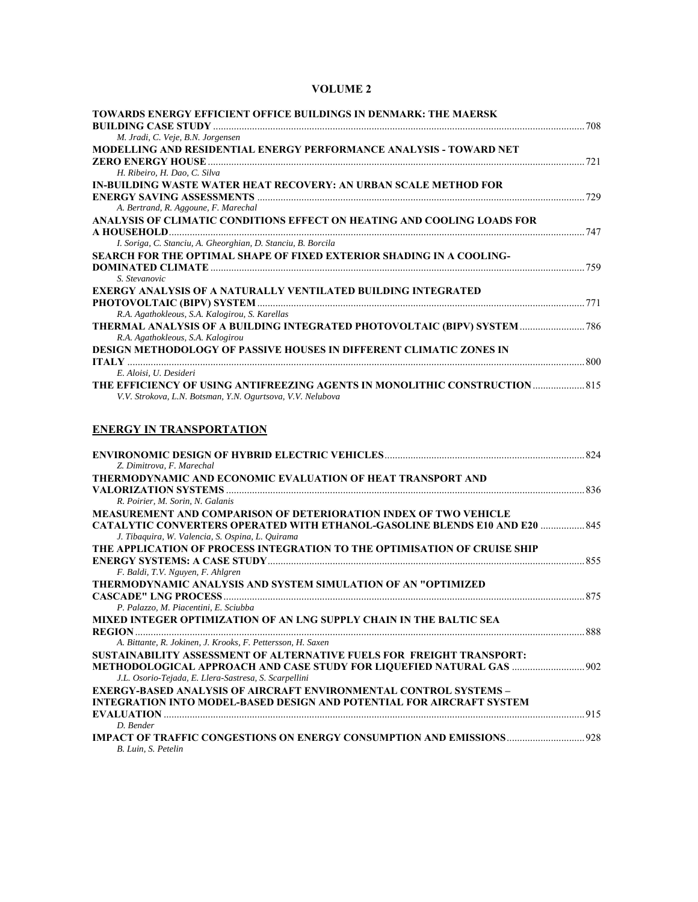## VOLUME 2

**TOWARDS ENERGY EFFICIENT OFFICE BUILDINGS IN DENMARK: THE MAERSK BUILDING CASE STUDY** ... 708
*M. Jradi, C. Veje, B.N. Jorgensen*

**MODELLING AND RESIDENTIAL ENERGY PERFORMANCE ANALYSIS - TOWARD NET ZERO ENERGY HOUSE** ... 721
*H. Ribeiro, H. Dao, C. Silva*

**IN-BUILDING WASTE WATER HEAT RECOVERY: AN URBAN SCALE METHOD FOR ENERGY SAVING ASSESSMENTS** ... 729
*A. Bertrand, R. Aggoune, F. Marechal*

**ANALYSIS OF CLIMATIC CONDITIONS EFFECT ON HEATING AND COOLING LOADS FOR A HOUSEHOLD** ... 747
*I. Soriga, C. Stanciu, A. Gheorghian, D. Stanciu, B. Borcila*

**SEARCH FOR THE OPTIMAL SHAPE OF FIXED EXTERIOR SHADING IN A COOLING-DOMINATED CLIMATE** ... 759
*S. Stevanovic*

**EXERGY ANALYSIS OF A NATURALLY VENTILATED BUILDING INTEGRATED PHOTOVOLTAIC (BIPV) SYSTEM** ... 771
*R.A. Agathokleous, S.A. Kalogirou, S. Karellas*

**THERMAL ANALYSIS OF A BUILDING INTEGRATED PHOTOVOLTAIC (BIPV) SYSTEM** ... 786
*R.A. Agathokleous, S.A. Kalogirou*

**DESIGN METHODOLOGY OF PASSIVE HOUSES IN DIFFERENT CLIMATIC ZONES IN ITALY** ... 800
*E. Aloisi, U. Desideri*

**THE EFFICIENCY OF USING ANTIFREEZING AGENTS IN MONOLITHIC CONSTRUCTION** ... 815
*V.V. Strokova, L.N. Botsman, Y.N. Ogurtsova, V.V. Nelubova*

## ENERGY IN TRANSPORTATION

**ENVIRONOMIC DESIGN OF HYBRID ELECTRIC VEHICLES** ... 824
*Z. Dimitrova, F. Marechal*

**THERMODYNAMIC AND ECONOMIC EVALUATION OF HEAT TRANSPORT AND VALORIZATION SYSTEMS** ... 836
*R. Poirier, M. Sorin, N. Galanis*

**MEASUREMENT AND COMPARISON OF DETERIORATION INDEX OF TWO VEHICLE CATALYTIC CONVERTERS OPERATED WITH ETHANOL-GASOLINE BLENDS E10 AND E20** ... 845
*J. Tibaquira, W. Valencia, S. Ospina, L. Quirama*

**THE APPLICATION OF PROCESS INTEGRATION TO THE OPTIMISATION OF CRUISE SHIP ENERGY SYSTEMS: A CASE STUDY** ... 855
*F. Baldi, T.V. Nguyen, F. Ahlgren*

**THERMODYNAMIC ANALYSIS AND SYSTEM SIMULATION OF AN "OPTIMIZED CASCADE" LNG PROCESS** ... 875
*P. Palazzo, M. Piacentini, E. Sciubba*

**MIXED INTEGER OPTIMIZATION OF AN LNG SUPPLY CHAIN IN THE BALTIC SEA REGION** ... 888
*A. Bittante, R. Jokinen, J. Krooks, F. Pettersson, H. Saxen*

**SUSTAINABILITY ASSESSMENT OF ALTERNATIVE FUELS FOR FREIGHT TRANSPORT: METHODOLOGICAL APPROACH AND CASE STUDY FOR LIQUEFIED NATURAL GAS** ... 902
*J.L. Osorio-Tejada, E. Llera-Sastresa, S. Scarpellini*

**EXERGY-BASED ANALYSIS OF AIRCRAFT ENVIRONMENTAL CONTROL SYSTEMS – INTEGRATION INTO MODEL-BASED DESIGN AND POTENTIAL FOR AIRCRAFT SYSTEM EVALUATION** ... 915
*D. Bender*

**IMPACT OF TRAFFIC CONGESTIONS ON ENERGY CONSUMPTION AND EMISSIONS** ... 928
*B. Luin, S. Petelin*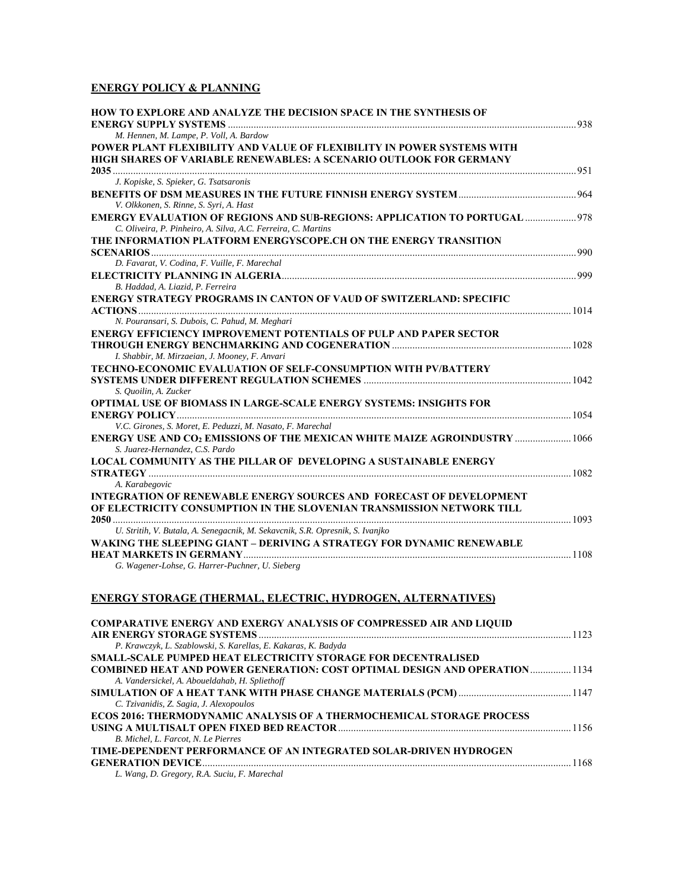## ENERGY POLICY & PLANNING

**HOW TO EXPLORE AND ANALYZE THE DECISION SPACE IN THE SYNTHESIS OF ENERGY SUPPLY SYSTEMS** ........ 938
*M. Hennen, M. Lampe, P. Voll, A. Bardow*

**POWER PLANT FLEXIBILITY AND VALUE OF FLEXIBILITY IN POWER SYSTEMS WITH HIGH SHARES OF VARIABLE RENEWABLES: A SCENARIO OUTLOOK FOR GERMANY 2035** ........ 951
*J. Kopiske, S. Spieker, G. Tsatsaronis*

**BENEFITS OF DSM MEASURES IN THE FUTURE FINNISH ENERGY SYSTEM** ........ 964
*V. Olkkonen, S. Rinne, S. Syri, A. Hast*

**EMERGY EVALUATION OF REGIONS AND SUB-REGIONS: APPLICATION TO PORTUGAL** ........ 978
*C. Oliveira, P. Pinheiro, A. Silva, A.C. Ferreira, C. Martins*

**THE INFORMATION PLATFORM ENERGYSCOPE.CH ON THE ENERGY TRANSITION SCENARIOS** ........ 990
*D. Favarat, V. Codina, F. Vuille, F. Marechal*

**ELECTRICITY PLANNING IN ALGERIA** ........ 999
*B. Haddad, A. Liazid, P. Ferreira*

**ENERGY STRATEGY PROGRAMS IN CANTON OF VAUD OF SWITZERLAND: SPECIFIC ACTIONS** ........ 1014
*N. Pouransari, S. Dubois, C. Pahud, M. Meghari*

**ENERGY EFFICIENCY IMPROVEMENT POTENTIALS OF PULP AND PAPER SECTOR THROUGH ENERGY BENCHMARKING AND COGENERATION** ........ 1028
*I. Shabbir, M. Mirzaeian, J. Mooney, F. Anvari*

**TECHNO-ECONOMIC EVALUATION OF SELF-CONSUMPTION WITH PV/BATTERY SYSTEMS UNDER DIFFERENT REGULATION SCHEMES** ........ 1042
*S. Quoilin, A. Zucker*

**OPTIMAL USE OF BIOMASS IN LARGE-SCALE ENERGY SYSTEMS: INSIGHTS FOR ENERGY POLICY** ........ 1054
*V.C. Girones, S. Moret, E. Peduzzi, M. Nasato, F. Marechal*

**ENERGY USE AND $CO_2$ EMISSIONS OF THE MEXICAN WHITE MAIZE AGROINDUSTRY** ........ 1066
*S. Juarez-Hernandez, C.S. Pardo*

**LOCAL COMMUNITY AS THE PILLAR OF DEVELOPING A SUSTAINABLE ENERGY STRATEGY** ........ 1082
*A. Karabegovic*

**INTEGRATION OF RENEWABLE ENERGY SOURCES AND FORECAST OF DEVELOPMENT OF ELECTRICITY CONSUMPTION IN THE SLOVENIAN TRANSMISSION NETWORK TILL 2050** ........ 1093
*U. Stritih, V. Butala, A. Senegacnik, M. Sekavcnik, S.R. Opresnik, S. Ivanjko*

**WAKING THE SLEEPING GIANT – DERIVING A STRATEGY FOR DYNAMIC RENEWABLE HEAT MARKETS IN GERMANY** ........ 1108
*G. Wagener-Lohse, G. Harrer-Puchner, U. Sieberg*

## ENERGY STORAGE (THERMAL, ELECTRIC, HYDROGEN, ALTERNATIVES)

**COMPARATIVE ENERGY AND EXERGY ANALYSIS OF COMPRESSED AIR AND LIQUID AIR ENERGY STORAGE SYSTEMS** ........ 1123
*P. Krawczyk, L. Szablowski, S. Karellas, E. Kakaras, K. Badyda*

**SMALL-SCALE PUMPED HEAT ELECTRICITY STORAGE FOR DECENTRALISED COMBINED HEAT AND POWER GENERATION: COST OPTIMAL DESIGN AND OPERATION** ........ 1134
*A. Vandersickel, A. Aboueldahab, H. Spliethoff*

**SIMULATION OF A HEAT TANK WITH PHASE CHANGE MATERIALS (PCM)** ........ 1147
*C. Tzivanidis, Z. Sagia, J. Alexopoulos*

**ECOS 2016: THERMODYNAMIC ANALYSIS OF A THERMOCHEMICAL STORAGE PROCESS USING A MULTISALT OPEN FIXED BED REACTOR** ........ 1156
*B. Michel, L. Farcot, N. Le Pierres*

**TIME-DEPENDENT PERFORMANCE OF AN INTEGRATED SOLAR-DRIVEN HYDROGEN GENERATION DEVICE** ........ 1168
*L. Wang, D. Gregory, R.A. Suciu, F. Marechal*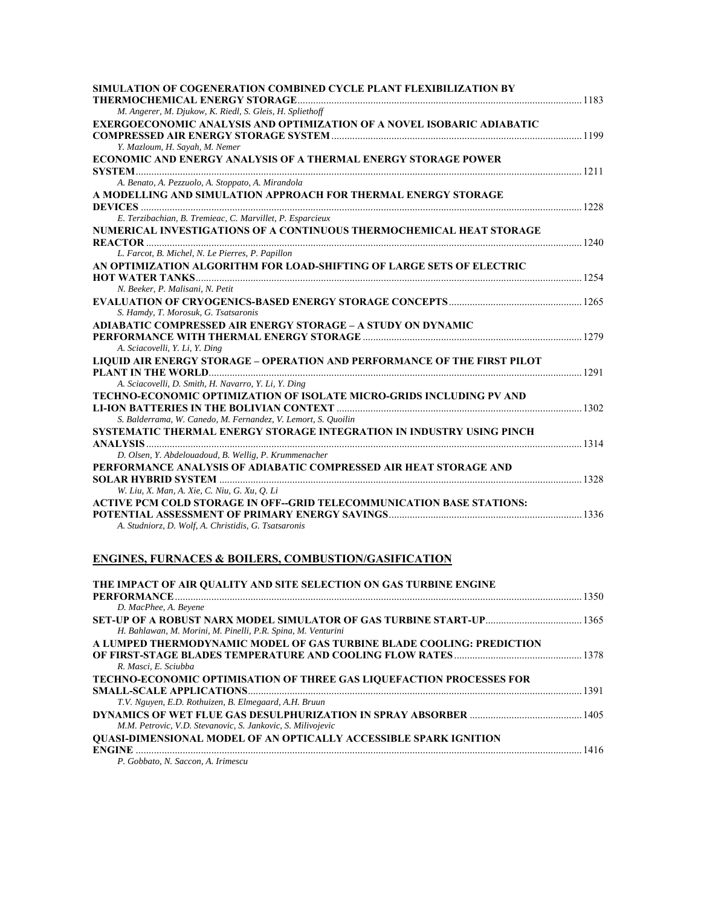**SIMULATION OF COGENERATION COMBINED CYCLE PLANT FLEXIBILIZATION BY THERMOCHEMICAL ENERGY STORAGE** ............ 1183
*M. Angerer, M. Djukow, K. Riedl, S. Gleis, H. Spliethoff*

**EXERGOECONOMIC ANALYSIS AND OPTIMIZATION OF A NOVEL ISOBARIC ADIABATIC COMPRESSED AIR ENERGY STORAGE SYSTEM** ............ 1199
*Y. Mazloum, H. Sayah, M. Nemer*

**ECONOMIC AND ENERGY ANALYSIS OF A THERMAL ENERGY STORAGE POWER SYSTEM** ............ 1211
*A. Benato, A. Pezzuolo, A. Stoppato, A. Mirandola*

**A MODELLING AND SIMULATION APPROACH FOR THERMAL ENERGY STORAGE DEVICES** ............ 1228
*E. Terzibachian, B. Tremieac, C. Marvillet, P. Esparcieux*

**NUMERICAL INVESTIGATIONS OF A CONTINUOUS THERMOCHEMICAL HEAT STORAGE REACTOR** ............ 1240
*L. Farcot, B. Michel, N. Le Pierres, P. Papillon*

**AN OPTIMIZATION ALGORITHM FOR LOAD-SHIFTING OF LARGE SETS OF ELECTRIC HOT WATER TANKS** ............ 1254
*N. Beeker, P. Malisani, N. Petit*

**EVALUATION OF CRYOGENICS-BASED ENERGY STORAGE CONCEPTS** ............ 1265
*S. Hamdy, T. Morosuk, G. Tsatsaronis*

**ADIABATIC COMPRESSED AIR ENERGY STORAGE – A STUDY ON DYNAMIC PERFORMANCE WITH THERMAL ENERGY STORAGE** ............ 1279
*A. Sciacovelli, Y. Li, Y. Ding*

**LIQUID AIR ENERGY STORAGE – OPERATION AND PERFORMANCE OF THE FIRST PILOT PLANT IN THE WORLD** ............ 1291
*A. Sciacovelli, D. Smith, H. Navarro, Y. Li, Y. Ding*

**TECHNO-ECONOMIC OPTIMIZATION OF ISOLATE MICRO-GRIDS INCLUDING PV AND LI-ION BATTERIES IN THE BOLIVIAN CONTEXT** ............ 1302
*S. Balderrama, W. Canedo, M. Fernandez, V. Lemort, S. Quoilin*

**SYSTEMATIC THERMAL ENERGY STORAGE INTEGRATION IN INDUSTRY USING PINCH ANALYSIS** ............ 1314
*D. Olsen, Y. Abdelouadoud, B. Wellig, P. Krummenacher*

**PERFORMANCE ANALYSIS OF ADIABATIC COMPRESSED AIR HEAT STORAGE AND SOLAR HYBRID SYSTEM** ............ 1328
*W. Liu, X. Man, A. Xie, C. Niu, G. Xu, Q. Li*

**ACTIVE PCM COLD STORAGE IN OFF--GRID TELECOMMUNICATION BASE STATIONS: POTENTIAL ASSESSMENT OF PRIMARY ENERGY SAVINGS** ............ 1336
*A. Studniorz, D. Wolf, A. Christidis, G. Tsatsaronis*

## ENGINES, FURNACES & BOILERS, COMBUSTION/GASIFICATION

**THE IMPACT OF AIR QUALITY AND SITE SELECTION ON GAS TURBINE ENGINE PERFORMANCE** ............ 1350
*D. MacPhee, A. Beyene*

**SET-UP OF A ROBUST NARX MODEL SIMULATOR OF GAS TURBINE START-UP** ............ 1365
*H. Bahlawan, M. Morini, M. Pinelli, P.R. Spina, M. Venturini*

**A LUMPED THERMODYNAMIC MODEL OF GAS TURBINE BLADE COOLING: PREDICTION OF FIRST-STAGE BLADES TEMPERATURE AND COOLING FLOW RATES** ............ 1378
*R. Masci, E. Sciubba*

**TECHNO-ECONOMIC OPTIMISATION OF THREE GAS LIQUEFACTION PROCESSES FOR SMALL-SCALE APPLICATIONS** ............ 1391
*T.V. Nguyen, E.D. Rothuizen, B. Elmegaard, A.H. Bruun*

**DYNAMICS OF WET FLUE GAS DESULPHURIZATION IN SPRAY ABSORBER** ............ 1405
*M.M. Petrovic, V.D. Stevanovic, S. Jankovic, S. Milivojevic*

**QUASI-DIMENSIONAL MODEL OF AN OPTICALLY ACCESSIBLE SPARK IGNITION ENGINE** ............ 1416
*P. Gobbato, N. Saccon, A. Irimescu*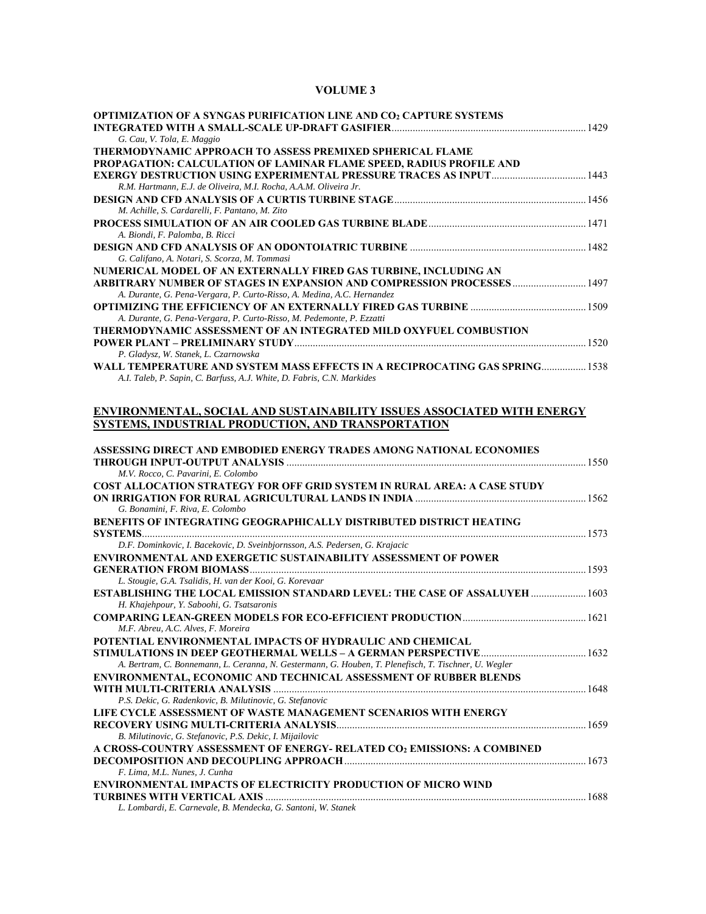## VOLUME 3

**OPTIMIZATION OF A SYNGAS PURIFICATION LINE AND $CO_2$ CAPTURE SYSTEMS INTEGRATED WITH A SMALL-SCALE UP-DRAFT GASIFIER** ........ 1429
*G. Cau, V. Tola, E. Maggio*

**THERMODYNAMIC APPROACH TO ASSESS PREMIXED SPHERICAL FLAME PROPAGATION: CALCULATION OF LAMINAR FLAME SPEED, RADIUS PROFILE AND EXERGY DESTRUCTION USING EXPERIMENTAL PRESSURE TRACES AS INPUT** ........ 1443
*R.M. Hartmann, E.J. de Oliveira, M.I. Rocha, A.A.M. Oliveira Jr.*

**DESIGN AND CFD ANALYSIS OF A CURTIS TURBINE STAGE** ........ 1456
*M. Achille, S. Cardarelli, F. Pantano, M. Zito*

**PROCESS SIMULATION OF AN AIR COOLED GAS TURBINE BLADE** ........ 1471
*A. Biondi, F. Palomba, B. Ricci*

**DESIGN AND CFD ANALYSIS OF AN ODONTOIATRIC TURBINE** ........ 1482
*G. Califano, A. Notari, S. Scorza, M. Tommasi*

**NUMERICAL MODEL OF AN EXTERNALLY FIRED GAS TURBINE, INCLUDING AN ARBITRARY NUMBER OF STAGES IN EXPANSION AND COMPRESSION PROCESSES** ........ 1497
*A. Durante, G. Pena-Vergara, P. Curto-Risso, A. Medina, A.C. Hernandez*

**OPTIMIZING THE EFFICIENCY OF AN EXTERNALLY FIRED GAS TURBINE** ........ 1509
*A. Durante, G. Pena-Vergara, P. Curto-Risso, M. Pedemonte, P. Ezzatti*

**THERMODYNAMIC ASSESSMENT OF AN INTEGRATED MILD OXYFUEL COMBUSTION POWER PLANT – PRELIMINARY STUDY** ........ 1520
*P. Gladysz, W. Stanek, L. Czarnowska*

**WALL TEMPERATURE AND SYSTEM MASS EFFECTS IN A RECIPROCATING GAS SPRING** ........ 1538
*A.I. Taleb, P. Sapin, C. Barfuss, A.J. White, D. Fabris, C.N. Markides*

## ENVIRONMENTAL, SOCIAL AND SUSTAINABILITY ISSUES ASSOCIATED WITH ENERGY SYSTEMS, INDUSTRIAL PRODUCTION, AND TRANSPORTATION

**ASSESSING DIRECT AND EMBODIED ENERGY TRADES AMONG NATIONAL ECONOMIES THROUGH INPUT-OUTPUT ANALYSIS** ........ 1550
*M.V. Rocco, C. Pavarini, E. Colombo*

**COST ALLOCATION STRATEGY FOR OFF GRID SYSTEM IN RURAL AREA: A CASE STUDY ON IRRIGATION FOR RURAL AGRICULTURAL LANDS IN INDIA** ........ 1562
*G. Bonamini, F. Riva, E. Colombo*

**BENEFITS OF INTEGRATING GEOGRAPHICALLY DISTRIBUTED DISTRICT HEATING SYSTEMS** ........ 1573
*D.F. Dominkovic, I. Bacekovic, D. Sveinbjornsson, A.S. Pedersen, G. Krajacic*

**ENVIRONMENTAL AND EXERGETIC SUSTAINABILITY ASSESSMENT OF POWER GENERATION FROM BIOMASS** ........ 1593
*L. Stougie, G.A. Tsalidis, H. van der Kooi, G. Korevaar*

**ESTABLISHING THE LOCAL EMISSION STANDARD LEVEL: THE CASE OF ASSALUYEH** ........ 1603
*H. Khajehpour, Y. Saboohi, G. Tsatsaronis*

**COMPARING LEAN-GREEN MODELS FOR ECO-EFFICIENT PRODUCTION** ........ 1621
*M.F. Abreu, A.C. Alves, F. Moreira*

**POTENTIAL ENVIRONMENTAL IMPACTS OF HYDRAULIC AND CHEMICAL STIMULATIONS IN DEEP GEOTHERMAL WELLS – A GERMAN PERSPECTIVE** ........ 1632
*A. Bertram, C. Bonnemann, L. Ceranna, N. Gestermann, G. Houben, T. Plenefisch, T. Tischner, U. Wegler*

**ENVIRONMENTAL, ECONOMIC AND TECHNICAL ASSESSMENT OF RUBBER BLENDS WITH MULTI-CRITERIA ANALYSIS** ........ 1648
*P.S. Dekic, G. Radenkovic, B. Milutinovic, G. Stefanovic*

**LIFE CYCLE ASSESSMENT OF WASTE MANAGEMENT SCENARIOS WITH ENERGY RECOVERY USING MULTI-CRITERIA ANALYSIS** ........ 1659
*B. Milutinovic, G. Stefanovic, P.S. Dekic, I. Mijailovic*

**A CROSS-COUNTRY ASSESSMENT OF ENERGY- RELATED $CO_2$ EMISSIONS: A COMBINED DECOMPOSITION AND DECOUPLING APPROACH** ........ 1673
*F. Lima, M.L. Nunes, J. Cunha*

**ENVIRONMENTAL IMPACTS OF ELECTRICITY PRODUCTION OF MICRO WIND TURBINES WITH VERTICAL AXIS** ........ 1688
*L. Lombardi, E. Carnevale, B. Mendecka, G. Santoni, W. Stanek*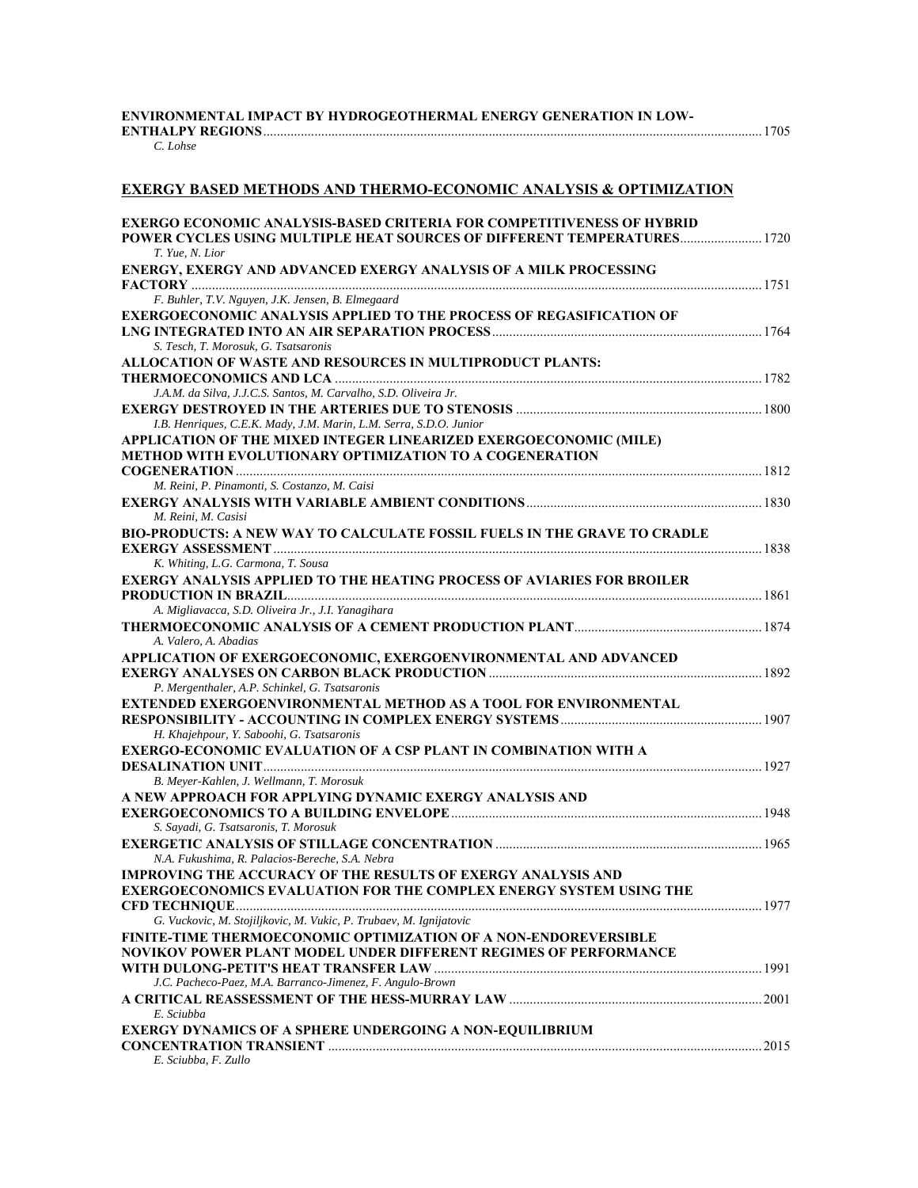**ENVIRONMENTAL IMPACT BY HYDROGEOTHERMAL ENERGY GENERATION IN LOW-ENTHALPY REGIONS**....................................................1705
*C. Lohse*

## EXERGY BASED METHODS AND THERMO-ECONOMIC ANALYSIS & OPTIMIZATION

**EXERGO ECONOMIC ANALYSIS-BASED CRITERIA FOR COMPETITIVENESS OF HYBRID POWER CYCLES USING MULTIPLE HEAT SOURCES OF DIFFERENT TEMPERATURES**....................1720
*T. Yue, N. Lior*

**ENERGY, EXERGY AND ADVANCED EXERGY ANALYSIS OF A MILK PROCESSING FACTORY**....................................................1751
*F. Buhler, T.V. Nguyen, J.K. Jensen, B. Elmegaard*

**EXERGOECONOMIC ANALYSIS APPLIED TO THE PROCESS OF REGASIFICATION OF LNG INTEGRATED INTO AN AIR SEPARATION PROCESS**....................................................1764
*S. Tesch, T. Morosuk, G. Tsatsaronis*

**ALLOCATION OF WASTE AND RESOURCES IN MULTIPRODUCT PLANTS: THERMOECONOMICS AND LCA**....................................................1782
*J.A.M. da Silva, J.J.C.S. Santos, M. Carvalho, S.D. Oliveira Jr.*

**EXERGY DESTROYED IN THE ARTERIES DUE TO STENOSIS**....................................................1800
*I.B. Henriques, C.E.K. Mady, J.M. Marin, L.M. Serra, S.D.O. Junior*

**APPLICATION OF THE MIXED INTEGER LINEARIZED EXERGOECONOMIC (MILE) METHOD WITH EVOLUTIONARY OPTIMIZATION TO A COGENERATION COGENERATION**....................................................1812
*M. Reini, P. Pinamonti, S. Costanzo, M. Caisi*

**EXERGY ANALYSIS WITH VARIABLE AMBIENT CONDITIONS**....................................................1830
*M. Reini, M. Casisi*

**BIO-PRODUCTS: A NEW WAY TO CALCULATE FOSSIL FUELS IN THE GRAVE TO CRADLE EXERGY ASSESSMENT**....................................................1838
*K. Whiting, L.G. Carmona, T. Sousa*

**EXERGY ANALYSIS APPLIED TO THE HEATING PROCESS OF AVIARIES FOR BROILER PRODUCTION IN BRAZIL**....................................................1861
*A. Migliavacca, S.D. Oliveira Jr., J.I. Yanagihara*

**THERMOECONOMIC ANALYSIS OF A CEMENT PRODUCTION PLANT**....................................................1874
*A. Valero, A. Abadias*

**APPLICATION OF EXERGOECONOMIC, EXERGOENVIRONMENTAL AND ADVANCED EXERGY ANALYSES ON CARBON BLACK PRODUCTION**....................................................1892
*P. Mergenthaler, A.P. Schinkel, G. Tsatsaronis*

**EXTENDED EXERGOENVIRONMENTAL METHOD AS A TOOL FOR ENVIRONMENTAL RESPONSIBILITY - ACCOUNTING IN COMPLEX ENERGY SYSTEMS**....................................................1907
*H. Khajehpour, Y. Saboohi, G. Tsatsaronis*

**EXERGO-ECONOMIC EVALUATION OF A CSP PLANT IN COMBINATION WITH A DESALINATION UNIT**....................................................1927
*B. Meyer-Kahlen, J. Wellmann, T. Morosuk*

**A NEW APPROACH FOR APPLYING DYNAMIC EXERGY ANALYSIS AND EXERGOECONOMICS TO A BUILDING ENVELOPE**....................................................1948
*S. Sayadi, G. Tsatsaronis, T. Morosuk*

**EXERGETIC ANALYSIS OF STILLAGE CONCENTRATION**....................................................1965
*N.A. Fukushima, R. Palacios-Bereche, S.A. Nebra*

**IMPROVING THE ACCURACY OF THE RESULTS OF EXERGY ANALYSIS AND EXERGOECONOMICS EVALUATION FOR THE COMPLEX ENERGY SYSTEM USING THE CFD TECHNIQUE**....................................................1977
*G. Vuckovic, M. Stojiljkovic, M. Vukic, P. Trubaev, M. Ignijatovic*

**FINITE-TIME THERMOECONOMIC OPTIMIZATION OF A NON-ENDOREVERSIBLE NOVIKOV POWER PLANT MODEL UNDER DIFFERENT REGIMES OF PERFORMANCE WITH DULONG-PETIT'S HEAT TRANSFER LAW**....................................................1991
*J.C. Pacheco-Paez, M.A. Barranco-Jimenez, F. Angulo-Brown*

**A CRITICAL REASSESSMENT OF THE HESS-MURRAY LAW**....................................................2001
*E. Sciubba*

**EXERGY DYNAMICS OF A SPHERE UNDERGOING A NON-EQUILIBRIUM CONCENTRATION TRANSIENT**....................................................2015
*E. Sciubba, F. Zullo*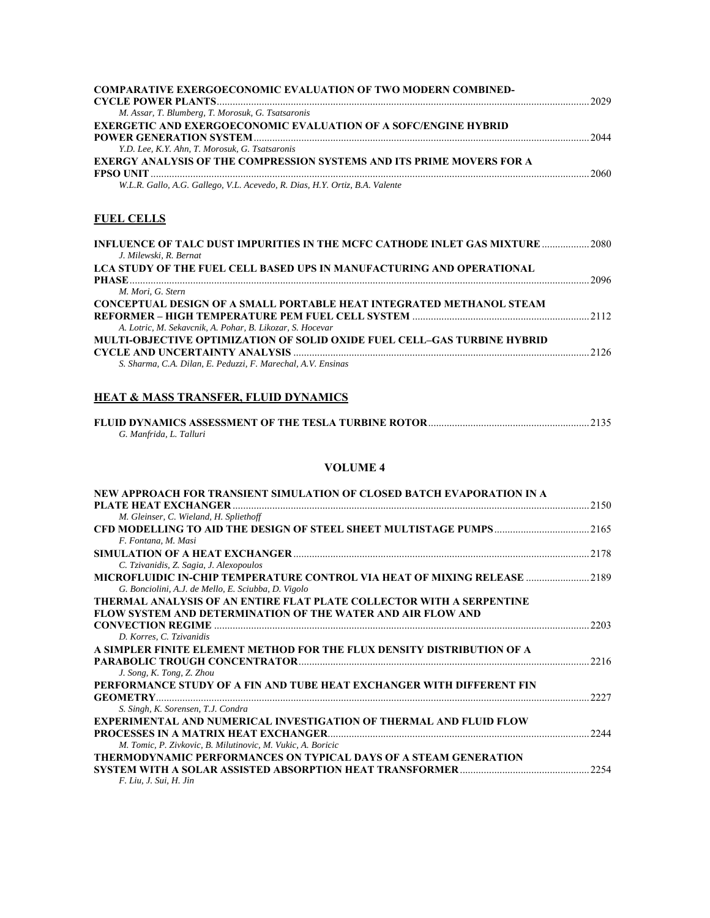**COMPARATIVE EXERGOECONOMIC EVALUATION OF TWO MODERN COMBINED-CYCLE POWER PLANTS** ........ 2029
*M. Assar, T. Blumberg, T. Morosuk, G. Tsatsaronis*

**EXERGETIC AND EXERGOECONOMIC EVALUATION OF A SOFC/ENGINE HYBRID POWER GENERATION SYSTEM** ........ 2044
*Y.D. Lee, K.Y. Ahn, T. Morosuk, G. Tsatsaronis*

**EXERGY ANALYSIS OF THE COMPRESSION SYSTEMS AND ITS PRIME MOVERS FOR A FPSO UNIT** ........ 2060
*W.L.R. Gallo, A.G. Gallego, V.L. Acevedo, R. Dias, H.Y. Ortiz, B.A. Valente*

## FUEL CELLS

**INFLUENCE OF TALC DUST IMPURITIES IN THE MCFC CATHODE INLET GAS MIXTURE** ........ 2080
*J. Milewski, R. Bernat*

**LCA STUDY OF THE FUEL CELL BASED UPS IN MANUFACTURING AND OPERATIONAL PHASE** ........ 2096
*M. Mori, G. Stern*

**CONCEPTUAL DESIGN OF A SMALL PORTABLE HEAT INTEGRATED METHANOL STEAM REFORMER – HIGH TEMPERATURE PEM FUEL CELL SYSTEM** ........ 2112
*A. Lotric, M. Sekavcnik, A. Pohar, B. Likozar, S. Hocevar*

**MULTI-OBJECTIVE OPTIMIZATION OF SOLID OXIDE FUEL CELL–GAS TURBINE HYBRID CYCLE AND UNCERTAINTY ANALYSIS** ........ 2126
*S. Sharma, C.A. Dilan, E. Peduzzi, F. Marechal, A.V. Ensinas*

## HEAT & MASS TRANSFER, FLUID DYNAMICS

**FLUID DYNAMICS ASSESSMENT OF THE TESLA TURBINE ROTOR** ........ 2135
*G. Manfrida, L. Talluri*

## VOLUME 4

**NEW APPROACH FOR TRANSIENT SIMULATION OF CLOSED BATCH EVAPORATION IN A PLATE HEAT EXCHANGER** ........ 2150
*M. Gleinser, C. Wieland, H. Spliethoff*

**CFD MODELLING TO AID THE DESIGN OF STEEL SHEET MULTISTAGE PUMPS** ........ 2165
*F. Fontana, M. Masi*

**SIMULATION OF A HEAT EXCHANGER** ........ 2178
*C. Tzivanidis, Z. Sagia, J. Alexopoulos*

**MICROFLUIDIC IN-CHIP TEMPERATURE CONTROL VIA HEAT OF MIXING RELEASE** ........ 2189
*G. Bonciolini, A.J. de Mello, E. Sciubba, D. Vigolo*

**THERMAL ANALYSIS OF AN ENTIRE FLAT PLATE COLLECTOR WITH A SERPENTINE FLOW SYSTEM AND DETERMINATION OF THE WATER AND AIR FLOW AND CONVECTION REGIME** ........ 2203
*D. Korres, C. Tzivanidis*

**A SIMPLER FINITE ELEMENT METHOD FOR THE FLUX DENSITY DISTRIBUTION OF A PARABOLIC TROUGH CONCENTRATOR** ........ 2216
*J. Song, K. Tong, Z. Zhou*

**PERFORMANCE STUDY OF A FIN AND TUBE HEAT EXCHANGER WITH DIFFERENT FIN GEOMETRY** ........ 2227
*S. Singh, K. Sorensen, T.J. Condra*

**EXPERIMENTAL AND NUMERICAL INVESTIGATION OF THERMAL AND FLUID FLOW PROCESSES IN A MATRIX HEAT EXCHANGER** ........ 2244
*M. Tomic, P. Zivkovic, B. Milutinovic, M. Vukic, A. Boricic*

**THERMODYNAMIC PERFORMANCES ON TYPICAL DAYS OF A STEAM GENERATION SYSTEM WITH A SOLAR ASSISTED ABSORPTION HEAT TRANSFORMER** ........ 2254
*F. Liu, J. Sui, H. Jin*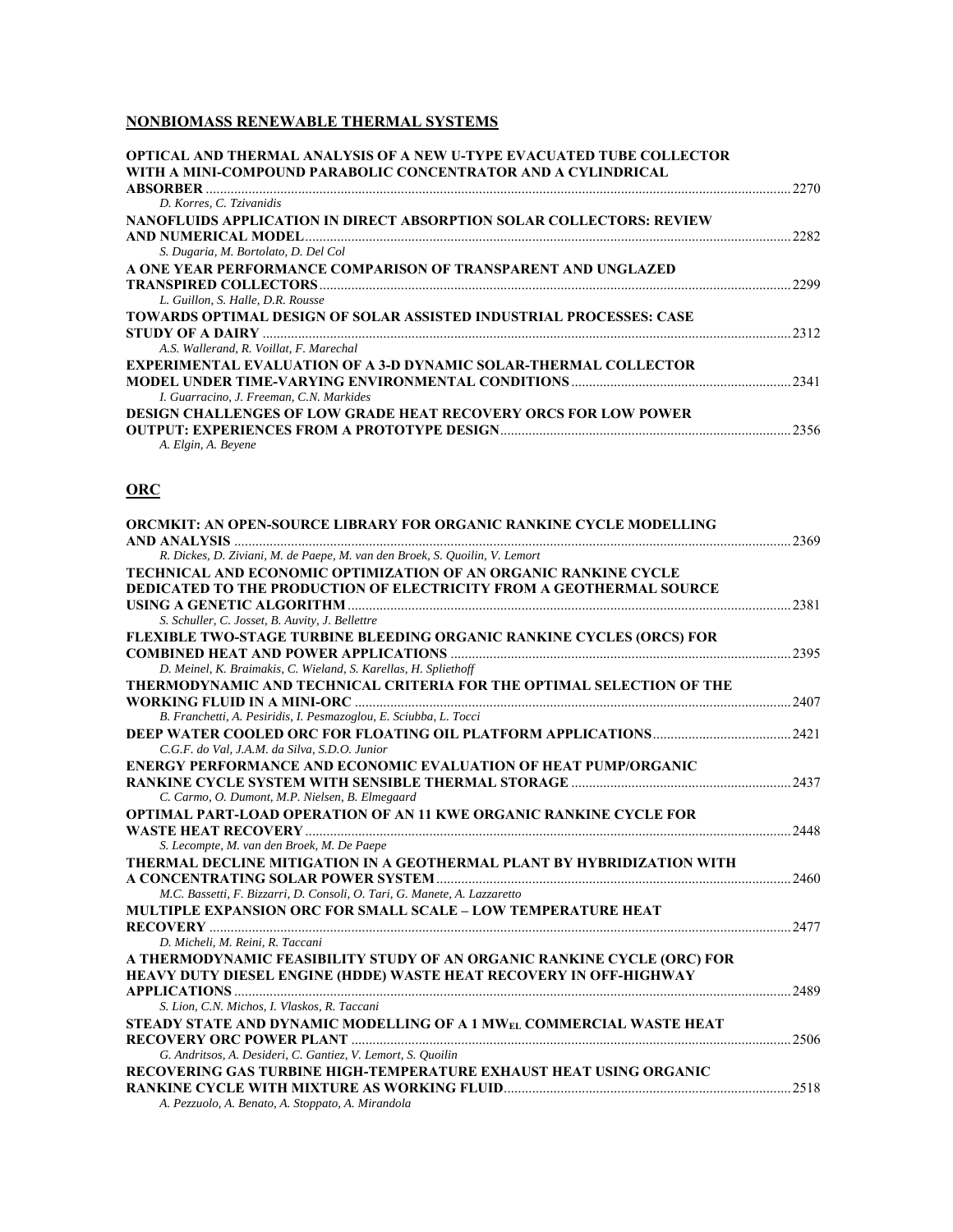## NONBIOMASS RENEWABLE THERMAL SYSTEMS

**OPTICAL AND THERMAL ANALYSIS OF A NEW U-TYPE EVACUATED TUBE COLLECTOR WITH A MINI-COMPOUND PARABOLIC CONCENTRATOR AND A CYLINDRICAL ABSORBER** ........ 2270
*D. Korres, C. Tzivanidis*

**NANOFLUIDS APPLICATION IN DIRECT ABSORPTION SOLAR COLLECTORS: REVIEW AND NUMERICAL MODEL** ........ 2282
*S. Dugaria, M. Bortolato, D. Del Col*

**A ONE YEAR PERFORMANCE COMPARISON OF TRANSPARENT AND UNGLAZED TRANSPIRED COLLECTORS** ........ 2299
*L. Guillon, S. Halle, D.R. Rousse*

**TOWARDS OPTIMAL DESIGN OF SOLAR ASSISTED INDUSTRIAL PROCESSES: CASE STUDY OF A DAIRY** ........ 2312
*A.S. Wallerand, R. Voillat, F. Marechal*

**EXPERIMENTAL EVALUATION OF A 3-D DYNAMIC SOLAR-THERMAL COLLECTOR MODEL UNDER TIME-VARYING ENVIRONMENTAL CONDITIONS** ........ 2341
*I. Guarracino, J. Freeman, C.N. Markides*

**DESIGN CHALLENGES OF LOW GRADE HEAT RECOVERY ORCS FOR LOW POWER OUTPUT: EXPERIENCES FROM A PROTOTYPE DESIGN** ........ 2356
*A. Elgin, A. Beyene*

## ORC

**ORCMKIT: AN OPEN-SOURCE LIBRARY FOR ORGANIC RANKINE CYCLE MODELLING AND ANALYSIS** ........ 2369
*R. Dickes, D. Ziviani, M. de Paepe, M. van den Broek, S. Quoilin, V. Lemort*

**TECHNICAL AND ECONOMIC OPTIMIZATION OF AN ORGANIC RANKINE CYCLE DEDICATED TO THE PRODUCTION OF ELECTRICITY FROM A GEOTHERMAL SOURCE USING A GENETIC ALGORITHM** ........ 2381
*S. Schuller, C. Josset, B. Auvity, J. Bellettre*

**FLEXIBLE TWO-STAGE TURBINE BLEEDING ORGANIC RANKINE CYCLES (ORCS) FOR COMBINED HEAT AND POWER APPLICATIONS** ........ 2395
*D. Meinel, K. Braimakis, C. Wieland, S. Karellas, H. Spliethoff*

**THERMODYNAMIC AND TECHNICAL CRITERIA FOR THE OPTIMAL SELECTION OF THE WORKING FLUID IN A MINI-ORC** ........ 2407
*B. Franchetti, A. Pesiridis, I. Pesmazoglou, E. Sciubba, L. Tocci*

**DEEP WATER COOLED ORC FOR FLOATING OIL PLATFORM APPLICATIONS** ........ 2421
*C.G.F. do Val, J.A.M. da Silva, S.D.O. Junior*

**ENERGY PERFORMANCE AND ECONOMIC EVALUATION OF HEAT PUMP/ORGANIC RANKINE CYCLE SYSTEM WITH SENSIBLE THERMAL STORAGE** ........ 2437
*C. Carmo, O. Dumont, M.P. Nielsen, B. Elmegaard*

**OPTIMAL PART-LOAD OPERATION OF AN 11 KWE ORGANIC RANKINE CYCLE FOR WASTE HEAT RECOVERY** ........ 2448
*S. Lecompte, M. van den Broek, M. De Paepe*

**THERMAL DECLINE MITIGATION IN A GEOTHERMAL PLANT BY HYBRIDIZATION WITH A CONCENTRATING SOLAR POWER SYSTEM** ........ 2460
*M.C. Bassetti, F. Bizzarri, D. Consoli, O. Tari, G. Manete, A. Lazzaretto*

**MULTIPLE EXPANSION ORC FOR SMALL SCALE – LOW TEMPERATURE HEAT RECOVERY** ........ 2477
*D. Micheli, M. Reini, R. Taccani*

**A THERMODYNAMIC FEASIBILITY STUDY OF AN ORGANIC RANKINE CYCLE (ORC) FOR HEAVY DUTY DIESEL ENGINE (HDDE) WASTE HEAT RECOVERY IN OFF-HIGHWAY APPLICATIONS** ........ 2489
*S. Lion, C.N. Michos, I. Vlaskos, R. Taccani*

**STEADY STATE AND DYNAMIC MODELLING OF A 1 $MW_{EL}$ COMMERCIAL WASTE HEAT RECOVERY ORC POWER PLANT** ........ 2506
*G. Andritsos, A. Desideri, C. Gantiez, V. Lemort, S. Quoilin*

**RECOVERING GAS TURBINE HIGH-TEMPERATURE EXHAUST HEAT USING ORGANIC RANKINE CYCLE WITH MIXTURE AS WORKING FLUID** ........ 2518
*A. Pezzuolo, A. Benato, A. Stoppato, A. Mirandola*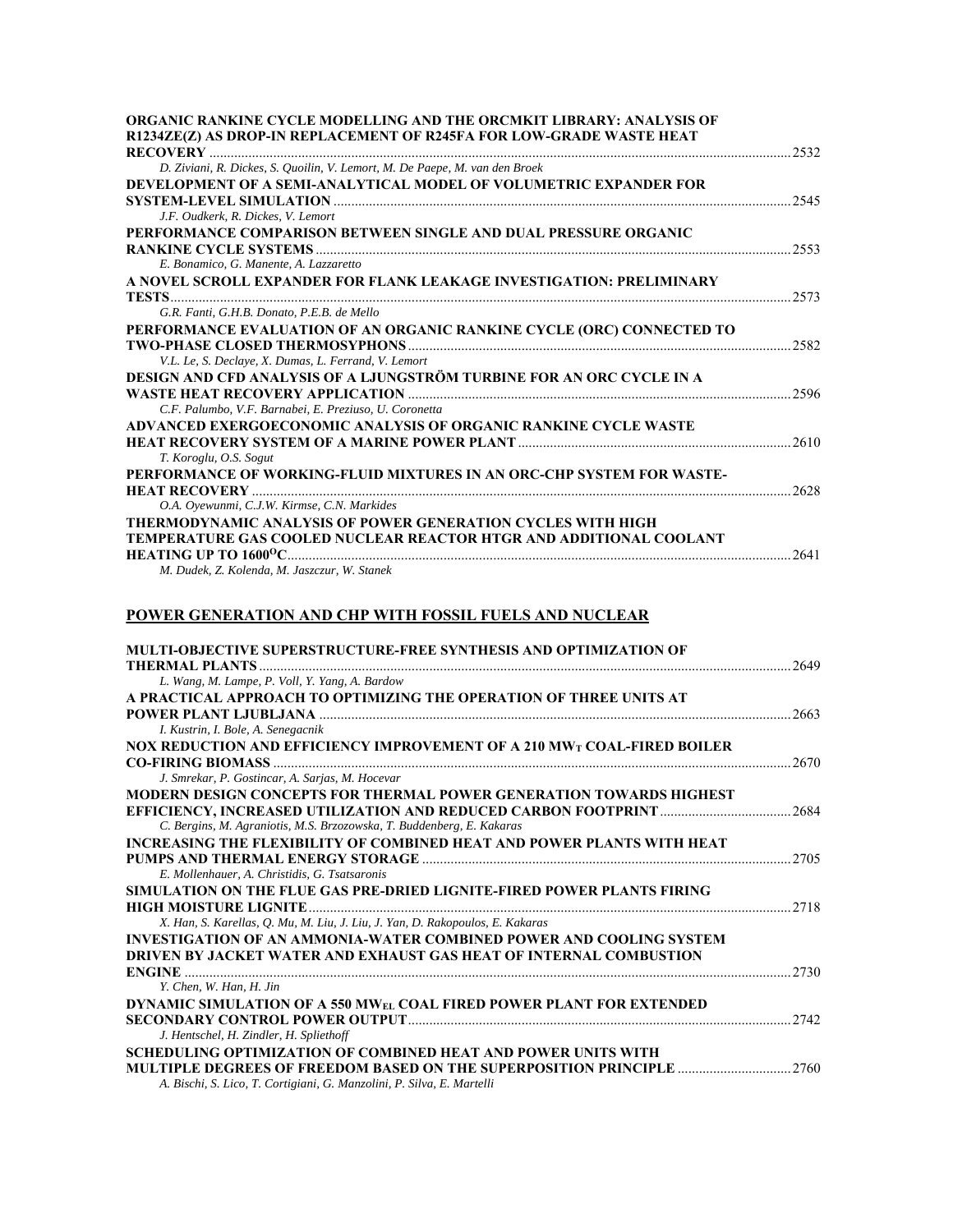**ORGANIC RANKINE CYCLE MODELLING AND THE ORCMKIT LIBRARY: ANALYSIS OF R1234ZE(Z) AS DROP-IN REPLACEMENT OF R245FA FOR LOW-GRADE WASTE HEAT RECOVERY** ..... 2532
*D. Ziviani, R. Dickes, S. Quoilin, V. Lemort, M. De Paepe, M. van den Broek*

**DEVELOPMENT OF A SEMI-ANALYTICAL MODEL OF VOLUMETRIC EXPANDER FOR SYSTEM-LEVEL SIMULATION** ..... 2545
*J.F. Oudkerk, R. Dickes, V. Lemort*

**PERFORMANCE COMPARISON BETWEEN SINGLE AND DUAL PRESSURE ORGANIC RANKINE CYCLE SYSTEMS** ..... 2553
*E. Bonamico, G. Manente, A. Lazzaretto*

**A NOVEL SCROLL EXPANDER FOR FLANK LEAKAGE INVESTIGATION: PRELIMINARY TESTS** ..... 2573
*G.R. Fanti, G.H.B. Donato, P.E.B. de Mello*

**PERFORMANCE EVALUATION OF AN ORGANIC RANKINE CYCLE (ORC) CONNECTED TO TWO-PHASE CLOSED THERMOSYPHONS** ..... 2582
*V.L. Le, S. Declaye, X. Dumas, L. Ferrand, V. Lemort*

**DESIGN AND CFD ANALYSIS OF A LJUNGSTRÖM TURBINE FOR AN ORC CYCLE IN A WASTE HEAT RECOVERY APPLICATION** ..... 2596
*C.F. Palumbo, V.F. Barnabei, E. Preziuso, U. Coronetta*

**ADVANCED EXERGOECONOMIC ANALYSIS OF ORGANIC RANKINE CYCLE WASTE HEAT RECOVERY SYSTEM OF A MARINE POWER PLANT** ..... 2610
*T. Koroglu, O.S. Sogut*

**PERFORMANCE OF WORKING-FLUID MIXTURES IN AN ORC-CHP SYSTEM FOR WASTE-HEAT RECOVERY** ..... 2628
*O.A. Oyewunmi, C.J.W. Kirmse, C.N. Markides*

**THERMODYNAMIC ANALYSIS OF POWER GENERATION CYCLES WITH HIGH TEMPERATURE GAS COOLED NUCLEAR REACTOR HTGR AND ADDITIONAL COOLANT HEATING UP TO 1600$^{O}$C** ..... 2641
*M. Dudek, Z. Kolenda, M. Jaszczur, W. Stanek*

## POWER GENERATION AND CHP WITH FOSSIL FUELS AND NUCLEAR

**MULTI-OBJECTIVE SUPERSTRUCTURE-FREE SYNTHESIS AND OPTIMIZATION OF THERMAL PLANTS** ..... 2649
*L. Wang, M. Lampe, P. Voll, Y. Yang, A. Bardow*

**A PRACTICAL APPROACH TO OPTIMIZING THE OPERATION OF THREE UNITS AT POWER PLANT LJUBLJANA** ..... 2663
*I. Kustrin, I. Bole, A. Senegacnik*

**NOX REDUCTION AND EFFICIENCY IMPROVEMENT OF A 210 MW$_{T}$ COAL-FIRED BOILER CO-FIRING BIOMASS** ..... 2670
*J. Smrekar, P. Gostincar, A. Sarjas, M. Hocevar*

**MODERN DESIGN CONCEPTS FOR THERMAL POWER GENERATION TOWARDS HIGHEST EFFICIENCY, INCREASED UTILIZATION AND REDUCED CARBON FOOTPRINT** ..... 2684
*C. Bergins, M. Agraniotis, M.S. Brzozowska, T. Buddenberg, E. Kakaras*

**INCREASING THE FLEXIBILITY OF COMBINED HEAT AND POWER PLANTS WITH HEAT PUMPS AND THERMAL ENERGY STORAGE** ..... 2705
*E. Mollenhauer, A. Christidis, G. Tsatsaronis*

**SIMULATION ON THE FLUE GAS PRE-DRIED LIGNITE-FIRED POWER PLANTS FIRING HIGH MOISTURE LIGNITE** ..... 2718
*X. Han, S. Karellas, Q. Mu, M. Liu, J. Liu, J. Yan, D. Rakopoulos, E. Kakaras*

**INVESTIGATION OF AN AMMONIA-WATER COMBINED POWER AND COOLING SYSTEM DRIVEN BY JACKET WATER AND EXHAUST GAS HEAT OF INTERNAL COMBUSTION ENGINE** ..... 2730
*Y. Chen, W. Han, H. Jin*

**DYNAMIC SIMULATION OF A 550 MW$_{EL}$ COAL FIRED POWER PLANT FOR EXTENDED SECONDARY CONTROL POWER OUTPUT** ..... 2742
*J. Hentschel, H. Zindler, H. Spliethoff*

**SCHEDULING OPTIMIZATION OF COMBINED HEAT AND POWER UNITS WITH MULTIPLE DEGREES OF FREEDOM BASED ON THE SUPERPOSITION PRINCIPLE** ..... 2760
*A. Bischi, S. Lico, T. Cortigiani, G. Manzolini, P. Silva, E. Martelli*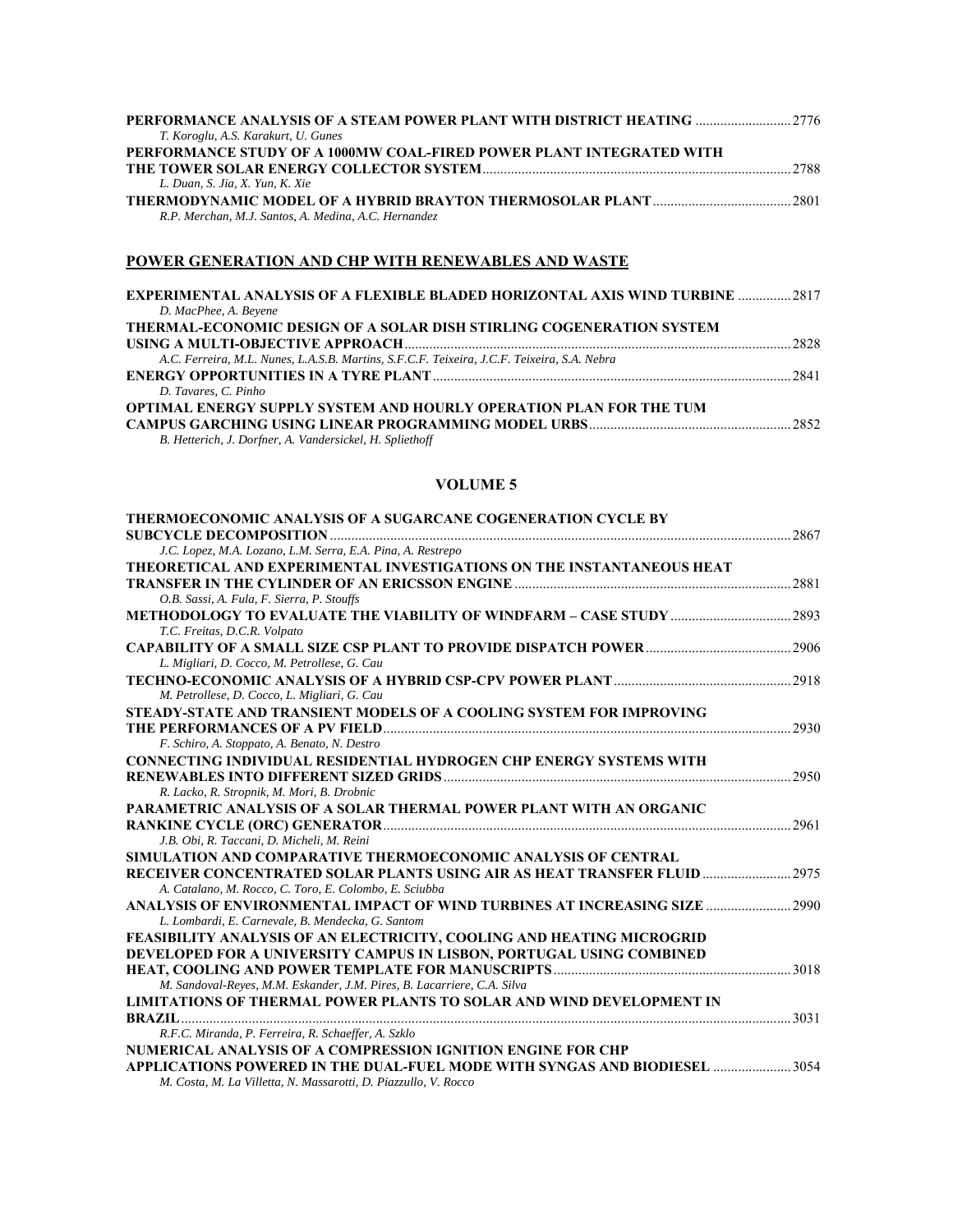**PERFORMANCE ANALYSIS OF A STEAM POWER PLANT WITH DISTRICT HEATING** .......................... 2776
*T. Koroglu, A.S. Karakurt, U. Gunes*

**PERFORMANCE STUDY OF A 1000MW COAL-FIRED POWER PLANT INTEGRATED WITH THE TOWER SOLAR ENERGY COLLECTOR SYSTEM** .......................... 2788
*L. Duan, S. Jia, X. Yun, K. Xie*

**THERMODYNAMIC MODEL OF A HYBRID BRAYTON THERMOSOLAR PLANT** .......................... 2801
*R.P. Merchan, M.J. Santos, A. Medina, A.C. Hernandez*

## POWER GENERATION AND CHP WITH RENEWABLES AND WASTE

**EXPERIMENTAL ANALYSIS OF A FLEXIBLE BLADED HORIZONTAL AXIS WIND TURBINE** .......................... 2817
*D. MacPhee, A. Beyene*

**THERMAL-ECONOMIC DESIGN OF A SOLAR DISH STIRLING COGENERATION SYSTEM USING A MULTI-OBJECTIVE APPROACH** .......................... 2828
*A.C. Ferreira, M.L. Nunes, L.A.S.B. Martins, S.F.C.F. Teixeira, J.C.F. Teixeira, S.A. Nebra*

**ENERGY OPPORTUNITIES IN A TYRE PLANT** .......................... 2841
*D. Tavares, C. Pinho*

**OPTIMAL ENERGY SUPPLY SYSTEM AND HOURLY OPERATION PLAN FOR THE TUM CAMPUS GARCHING USING LINEAR PROGRAMMING MODEL URBS** .......................... 2852
*B. Hetterich, J. Dorfner, A. Vandersickel, H. Spliethoff*

## VOLUME 5

**THERMOECONOMIC ANALYSIS OF A SUGARCANE COGENERATION CYCLE BY SUBCYCLE DECOMPOSITION** .......................... 2867
*J.C. Lopez, M.A. Lozano, L.M. Serra, E.A. Pina, A. Restrepo*

**THEORETICAL AND EXPERIMENTAL INVESTIGATIONS ON THE INSTANTANEOUS HEAT TRANSFER IN THE CYLINDER OF AN ERICSSON ENGINE** .......................... 2881
*O.B. Sassi, A. Fula, F. Sierra, P. Stouffs*

**METHODOLOGY TO EVALUATE THE VIABILITY OF WINDFARM – CASE STUDY** .......................... 2893
*T.C. Freitas, D.C.R. Volpato*

**CAPABILITY OF A SMALL SIZE CSP PLANT TO PROVIDE DISPATCH POWER** .......................... 2906
*L. Migliari, D. Cocco, M. Petrollese, G. Cau*

**TECHNO-ECONOMIC ANALYSIS OF A HYBRID CSP-CPV POWER PLANT** .......................... 2918
*M. Petrollese, D. Cocco, L. Migliari, G. Cau*

**STEADY-STATE AND TRANSIENT MODELS OF A COOLING SYSTEM FOR IMPROVING THE PERFORMANCES OF A PV FIELD** .......................... 2930
*F. Schiro, A. Stoppato, A. Benato, N. Destro*

**CONNECTING INDIVIDUAL RESIDENTIAL HYDROGEN CHP ENERGY SYSTEMS WITH RENEWABLES INTO DIFFERENT SIZED GRIDS** .......................... 2950
*R. Lacko, R. Stropnik, M. Mori, B. Drobnic*

**PARAMETRIC ANALYSIS OF A SOLAR THERMAL POWER PLANT WITH AN ORGANIC RANKINE CYCLE (ORC) GENERATOR** .......................... 2961
*J.B. Obi, R. Taccani, D. Micheli, M. Reini*

**SIMULATION AND COMPARATIVE THERMOECONOMIC ANALYSIS OF CENTRAL RECEIVER CONCENTRATED SOLAR PLANTS USING AIR AS HEAT TRANSFER FLUID** .......................... 2975
*A. Catalano, M. Rocco, C. Toro, E. Colombo, E. Sciubba*

**ANALYSIS OF ENVIRONMENTAL IMPACT OF WIND TURBINES AT INCREASING SIZE** .......................... 2990
*L. Lombardi, E. Carnevale, B. Mendecka, G. Santom*

**FEASIBILITY ANALYSIS OF AN ELECTRICITY, COOLING AND HEATING MICROGRID DEVELOPED FOR A UNIVERSITY CAMPUS IN LISBON, PORTUGAL USING COMBINED HEAT, COOLING AND POWER TEMPLATE FOR MANUSCRIPTS** .......................... 3018
*M. Sandoval-Reyes, M.M. Eskander, J.M. Pires, B. Lacarriere, C.A. Silva*

**LIMITATIONS OF THERMAL POWER PLANTS TO SOLAR AND WIND DEVELOPMENT IN BRAZIL** .......................... 3031
*R.F.C. Miranda, P. Ferreira, R. Schaeffer, A. Szklo*

**NUMERICAL ANALYSIS OF A COMPRESSION IGNITION ENGINE FOR CHP APPLICATIONS POWERED IN THE DUAL-FUEL MODE WITH SYNGAS AND BIODIESEL** .......................... 3054
*M. Costa, M. La Villetta, N. Massarotti, D. Piazzullo, V. Rocco*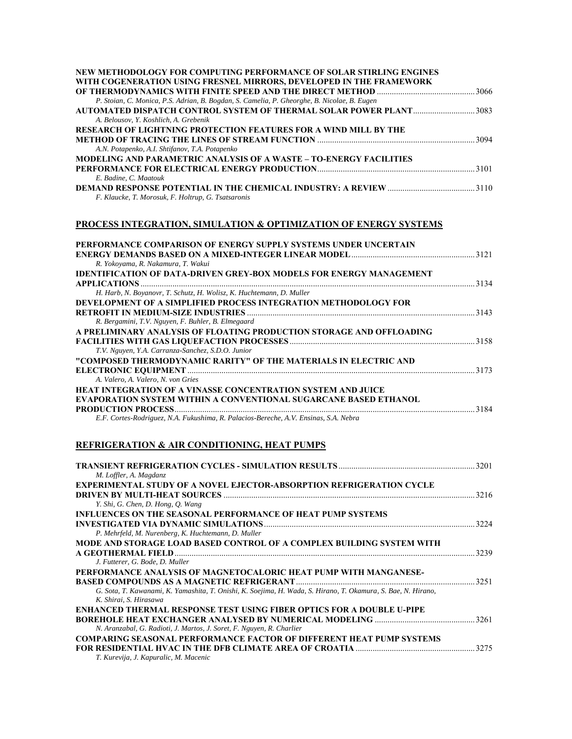**NEW METHODOLOGY FOR COMPUTING PERFORMANCE OF SOLAR STIRLING ENGINES WITH COGENERATION USING FRESNEL MIRRORS, DEVELOPED IN THE FRAMEWORK OF THERMODYNAMICS WITH FINITE SPEED AND THE DIRECT METHOD** ............................................. 3066
*P. Stoian, C. Monica, P.S. Adrian, B. Bogdan, S. Camelia, P. Gheorghe, B. Nicolae, B. Eugen*

**AUTOMATED DISPATCH CONTROL SYSTEM OF THERMAL SOLAR POWER PLANT** ............................ 3083
*A. Belousov, Y. Koshlich, A. Grebenik*

**RESEARCH OF LIGHTNING PROTECTION FEATURES FOR A WIND MILL BY THE METHOD OF TRACING THE LINES OF STREAM FUNCTION** ......................................................................... 3094
*A.N. Potapenko, A.I. Shtifanov, T.A. Potapenko*

**MODELING AND PARAMETRIC ANALYSIS OF A WASTE – TO-ENERGY FACILITIES PERFORMANCE FOR ELECTRICAL ENERGY PRODUCTION** ........................................................................ 3101
*E. Badine, C. Maatouk*

**DEMAND RESPONSE POTENTIAL IN THE CHEMICAL INDUSTRY: A REVIEW** ........................................ 3110
*F. Klaucke, T. Morosuk, F. Holtrup, G. Tsatsaronis*

## PROCESS INTEGRATION, SIMULATION & OPTIMIZATION OF ENERGY SYSTEMS

**PERFORMANCE COMPARISON OF ENERGY SUPPLY SYSTEMS UNDER UNCERTAIN ENERGY DEMANDS BASED ON A MIXED-INTEGER LINEAR MODEL** ......................................................... 3121
*R. Yokoyama, R. Nakamura, T. Wakui*

**IDENTIFICATION OF DATA-DRIVEN GREY-BOX MODELS FOR ENERGY MANAGEMENT APPLICATIONS** ............................................................................................................................ 3134
*H. Harb, N. Boyanovr, T. Schutz, H. Wolisz, K. Huchtemann, D. Muller*

**DEVELOPMENT OF A SIMPLIFIED PROCESS INTEGRATION METHODOLOGY FOR RETROFIT IN MEDIUM-SIZE INDUSTRIES** ......................................................................................... 3143
*R. Bergamini, T.V. Nguyen, F. Buhler, B. Elmegaard*

**A PRELIMINARY ANALYSIS OF FLOATING PRODUCTION STORAGE AND OFFLOADING FACILITIES WITH GAS LIQUEFACTION PROCESSES** ...................................................................... 3158
*T.V. Nguyen, Y.A. Carranza-Sanchez, S.D.O. Junior*

**"COMPOSED THERMODYNAMIC RARITY" OF THE MATERIALS IN ELECTRIC AND ELECTRONIC EQUIPMENT** ..................................................................................................................... 3173
*A. Valero, A. Valero, N. von Gries*

**HEAT INTEGRATION OF A VINASSE CONCENTRATION SYSTEM AND JUICE EVAPORATION SYSTEM WITHIN A CONVENTIONAL SUGARCANE BASED ETHANOL PRODUCTION PROCESS** .......................................................................................................................... 3184
*E.F. Cortes-Rodriguez, N.A. Fukushima, R. Palacios-Bereche, A.V. Ensinas, S.A. Nebra*

## REFRIGERATION & AIR CONDITIONING, HEAT PUMPS

**TRANSIENT REFRIGERATION CYCLES - SIMULATION RESULTS** ................................................................ 3201
*M. Loffler, A. Magdanz*

**EXPERIMENTAL STUDY OF A NOVEL EJECTOR-ABSORPTION REFRIGERATION CYCLE DRIVEN BY MULTI-HEAT SOURCES** ..................................................................................................... 3216
*Y. Shi, G. Chen, D. Hong, Q. Wang*

**INFLUENCES ON THE SEASONAL PERFORMANCE OF HEAT PUMP SYSTEMS INVESTIGATED VIA DYNAMIC SIMULATIONS** ................................................................................................. 3224
*P. Mehrfeld, M. Nurenberg, K. Huchtemann, D. Muller*

**MODE AND STORAGE LOAD BASED CONTROL OF A COMPLEX BUILDING SYSTEM WITH A GEOTHERMAL FIELD** ........................................................................................................................... 3239
*J. Futterer, G. Bode, D. Muller*

**PERFORMANCE ANALYSIS OF MAGNETOCALORIC HEAT PUMP WITH MANGANESE-BASED COMPOUNDS AS A MAGNETIC REFRIGERANT** ................................................................... 3251
*G. Sota, T. Kawanami, K. Yamashita, T. Onishi, K. Soejima, H. Wada, S. Hirano, T. Okamura, S. Bae, N. Hirano, K. Shirai, S. Hirasawa*

**ENHANCED THERMAL RESPONSE TEST USING FIBER OPTICS FOR A DOUBLE U-PIPE BOREHOLE HEAT EXCHANGER ANALYSED BY NUMERICAL MODELING** .............................................. 3261
*N. Aranzabal, G. Radioti, J. Martos, J. Soret, F. Nguyen, R. Charlier*

**COMPARING SEASONAL PERFORMANCE FACTOR OF DIFFERENT HEAT PUMP SYSTEMS FOR RESIDENTIAL HVAC IN THE DFB CLIMATE AREA OF CROATIA** ....................................................... 3275
*T. Kurevija, J. Kapuralic, M. Macenic*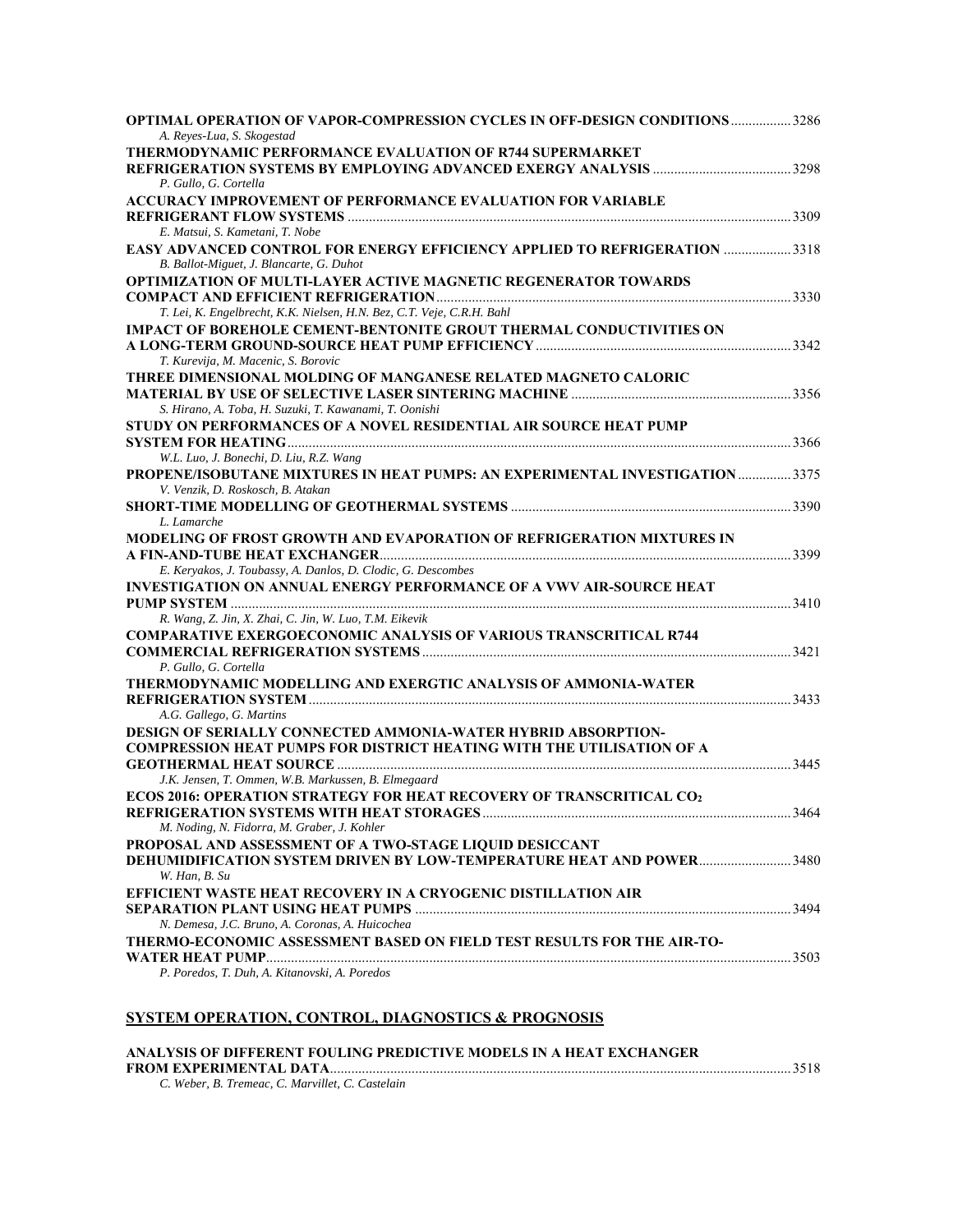**OPTIMAL OPERATION OF VAPOR-COMPRESSION CYCLES IN OFF-DESIGN CONDITIONS** ................. 3286
*A. Reyes-Lua, S. Skogestad*

**THERMODYNAMIC PERFORMANCE EVALUATION OF R744 SUPERMARKET REFRIGERATION SYSTEMS BY EMPLOYING ADVANCED EXERGY ANALYSIS** ....................................... 3298
*P. Gullo, G. Cortella*

**ACCURACY IMPROVEMENT OF PERFORMANCE EVALUATION FOR VARIABLE REFRIGERANT FLOW SYSTEMS** .................................................................................................................... 3309
*E. Matsui, S. Kametani, T. Nobe*

**EASY ADVANCED CONTROL FOR ENERGY EFFICIENCY APPLIED TO REFRIGERATION** ................... 3318
*B. Ballot-Miguet, J. Blancarte, G. Duhot*

**OPTIMIZATION OF MULTI-LAYER ACTIVE MAGNETIC REGENERATOR TOWARDS COMPACT AND EFFICIENT REFRIGERATION** ................................................................................................... 3330
*T. Lei, K. Engelbrecht, K.K. Nielsen, H.N. Bez, C.T. Veje, C.R.H. Bahl*

**IMPACT OF BOREHOLE CEMENT-BENTONITE GROUT THERMAL CONDUCTIVITIES ON A LONG-TERM GROUND-SOURCE HEAT PUMP EFFICIENCY** ........................................................................ 3342
*T. Kurevija, M. Macenic, S. Borovic*

**THREE DIMENSIONAL MOLDING OF MANGANESE RELATED MAGNETO CALORIC MATERIAL BY USE OF SELECTIVE LASER SINTERING MACHINE** ............................................................. 3356
*S. Hirano, A. Toba, H. Suzuki, T. Kawanami, T. Oonishi*

**STUDY ON PERFORMANCES OF A NOVEL RESIDENTIAL AIR SOURCE HEAT PUMP SYSTEM FOR HEATING** ................................................................................................................................... 3366
*W.L. Luo, J. Bonechi, D. Liu, R.Z. Wang*

**PROPENE/ISOBUTANE MIXTURES IN HEAT PUMPS: AN EXPERIMENTAL INVESTIGATION** ............... 3375
*V. Venzik, D. Roskosch, B. Atakan*

**SHORT-TIME MODELLING OF GEOTHERMAL SYSTEMS** ............................................................................. 3390
*L. Lamarche*

**MODELING OF FROST GROWTH AND EVAPORATION OF REFRIGERATION MIXTURES IN A FIN-AND-TUBE HEAT EXCHANGER** ................................................................................................................ 3399
*E. Keryakos, J. Toubassy, A. Danlos, D. Clodic, G. Descombes*

**INVESTIGATION ON ANNUAL ENERGY PERFORMANCE OF A VWV AIR-SOURCE HEAT PUMP SYSTEM** ................................................................................................................................................. 3410
*R. Wang, Z. Jin, X. Zhai, C. Jin, W. Luo, T.M. Eikevik*

**COMPARATIVE EXERGOECONOMIC ANALYSIS OF VARIOUS TRANSCRITICAL R744 COMMERCIAL REFRIGERATION SYSTEMS** ....................................................................................................... 3421
*P. Gullo, G. Cortella*

**THERMODYNAMIC MODELLING AND EXERGTIC ANALYSIS OF AMMONIA-WATER REFRIGERATION SYSTEM** ...................................................................................................................................... 3433
*A.G. Gallego, G. Martins*

**DESIGN OF SERIALLY CONNECTED AMMONIA-WATER HYBRID ABSORPTION-COMPRESSION HEAT PUMPS FOR DISTRICT HEATING WITH THE UTILISATION OF A GEOTHERMAL HEAT SOURCE** ............................................................................................................................ 3445
*J.K. Jensen, T. Ommen, W.B. Markussen, B. Elmegaard*

**ECOS 2016: OPERATION STRATEGY FOR HEAT RECOVERY OF TRANSCRITICAL $CO_2$ REFRIGERATION SYSTEMS WITH HEAT STORAGES** ....................................................................................... 3464
*M. Noding, N. Fidorra, M. Graber, J. Kohler*

**PROPOSAL AND ASSESSMENT OF A TWO-STAGE LIQUID DESICCANT DEHUMIDIFICATION SYSTEM DRIVEN BY LOW-TEMPERATURE HEAT AND POWER** ......................... 3480
*W. Han, B. Su*

**EFFICIENT WASTE HEAT RECOVERY IN A CRYOGENIC DISTILLATION AIR SEPARATION PLANT USING HEAT PUMPS** ........................................................................................................ 3494
*N. Demesa, J.C. Bruno, A. Coronas, A. Huicochea*

**THERMO-ECONOMIC ASSESSMENT BASED ON FIELD TEST RESULTS FOR THE AIR-TO-WATER HEAT PUMP** ................................................................................................................................... 3503
*P. Poredos, T. Duh, A. Kitanovski, A. Poredos*

## SYSTEM OPERATION, CONTROL, DIAGNOSTICS & PROGNOSIS

**ANALYSIS OF DIFFERENT FOULING PREDICTIVE MODELS IN A HEAT EXCHANGER FROM EXPERIMENTAL DATA** ................................................................................................................ 3518
*C. Weber, B. Tremeac, C. Marvillet, C. Castelain*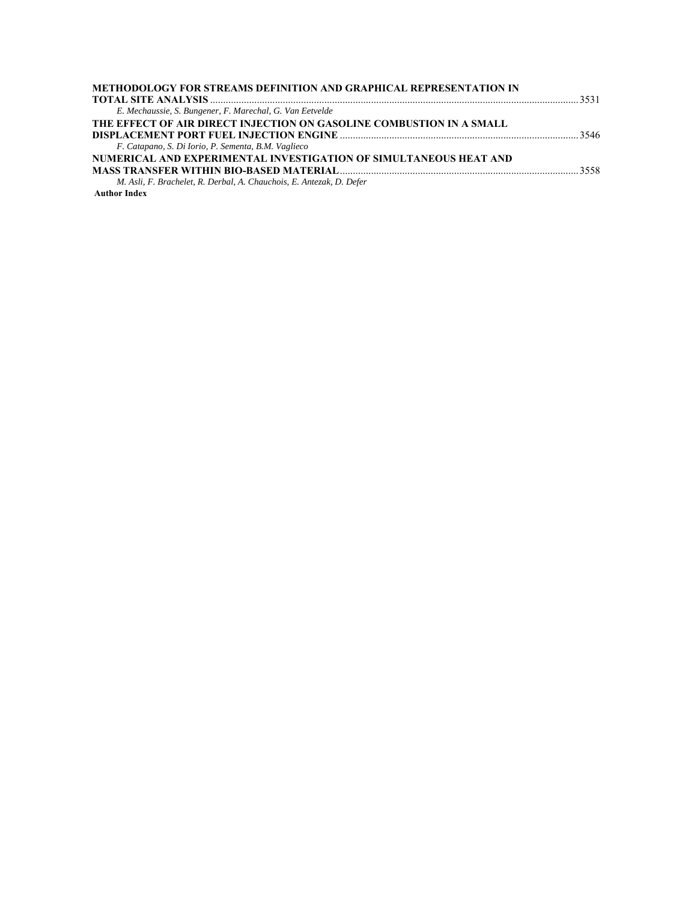**METHODOLOGY FOR STREAMS DEFINITION AND GRAPHICAL REPRESENTATION IN TOTAL SITE ANALYSIS** ............................................................ 3531
*E. Mechaussie, S. Bungener, F. Marechal, G. Van Eetvelde*

**THE EFFECT OF AIR DIRECT INJECTION ON GASOLINE COMBUSTION IN A SMALL DISPLACEMENT PORT FUEL INJECTION ENGINE** ............................................................ 3546
*F. Catapano, S. Di Iorio, P. Sementa, B.M. Vaglieco*

**NUMERICAL AND EXPERIMENTAL INVESTIGATION OF SIMULTANEOUS HEAT AND MASS TRANSFER WITHIN BIO-BASED MATERIAL** ............................................................ 3558
*M. Asli, F. Brachelet, R. Derbal, A. Chauchois, E. Antezak, D. Defer*

**Author Index**